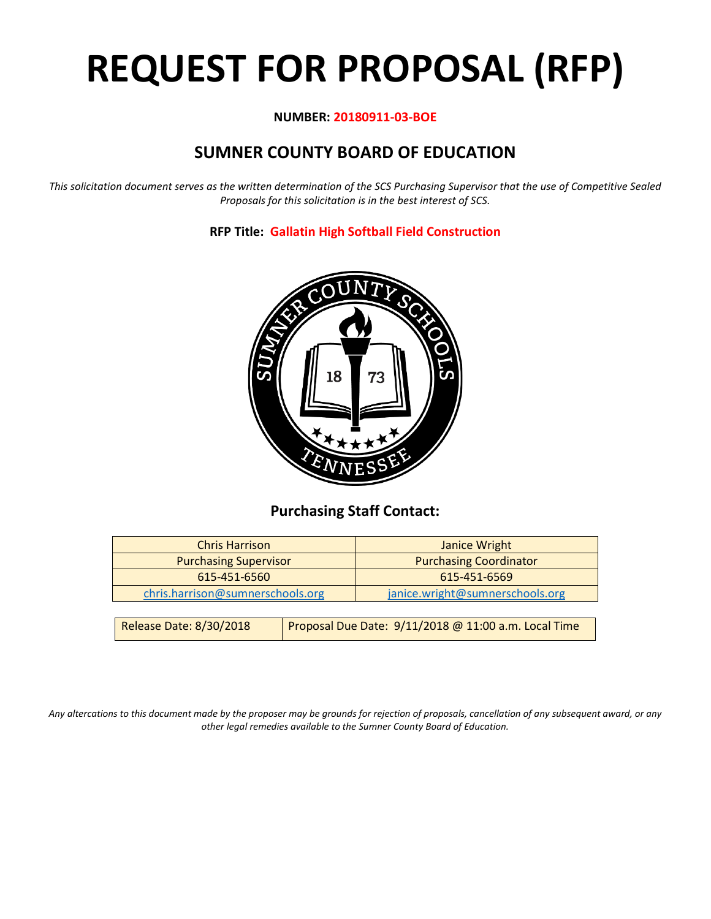# REQUEST FOR PROPOSAL (RFP)

**NUMBER: 20180911-03-BOE**

## SUMNER COUNTY BOARD OF EDUCATION

*This solicitation document serves as the written determination of the SCS Purchasing Supervisor that the use of Competitive Sealed Proposals for this solicitation is in the best interest of SCS.*

**RFP Title: Gallatin High Softball Field Construction**

### Purchasing Staff Contact:

| Chris Harrison | Janice Wright |
|---|---|
| Purchasing Supervisor | Purchasing Coordinator |
| 615-451-6560 | 615-451-6569 |
| chris.harrison@sumnerschools.org | janice.wright@sumnerschools.org |

| Release Date: 8/30/2018 | Proposal Due Date: 9/11/2018 @ 11:00 a.m. Local Time |
|---|---|

*Any altercations to this document made by the proposer may be grounds for rejection of proposals, cancellation of any subsequent award, or any other legal remedies available to the Sumner County Board of Education.*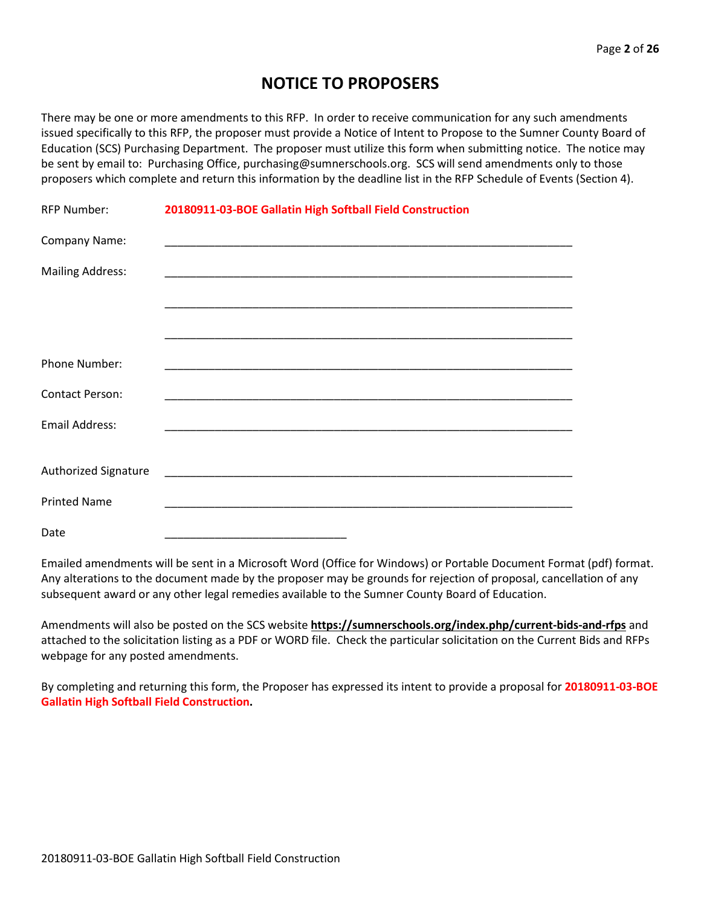# NOTICE TO PROPOSERS

There may be one or more amendments to this RFP. In order to receive communication for any such amendments issued specifically to this RFP, the proposer must provide a Notice of Intent to Propose to the Sumner County Board of Education (SCS) Purchasing Department. The proposer must utilize this form when submitting notice. The notice may be sent by email to: Purchasing Office, purchasing@sumnerschools.org. SCS will send amendments only to those proposers which complete and return this information by the deadline list in the RFP Schedule of Events (Section 4).

RFP Number: **20180911-03-BOE Gallatin High Softball Field Construction**

Company Name: ___________________________________________________________________

Mailing Address: ___________________________________________________________________

___________________________________________________________________

___________________________________________________________________

Phone Number: ___________________________________________________________________

Contact Person: ___________________________________________________________________

Email Address: ___________________________________________________________________

Authorized Signature ___________________________________________________________________

Printed Name ___________________________________________________________________

Date ______________________________

Emailed amendments will be sent in a Microsoft Word (Office for Windows) or Portable Document Format (pdf) format. Any alterations to the document made by the proposer may be grounds for rejection of proposal, cancellation of any subsequent award or any other legal remedies available to the Sumner County Board of Education.

Amendments will also be posted on the SCS website **https://sumnerschools.org/index.php/current-bids-and-rfps** and attached to the solicitation listing as a PDF or WORD file. Check the particular solicitation on the Current Bids and RFPs webpage for any posted amendments.

By completing and returning this form, the Proposer has expressed its intent to provide a proposal for **20180911-03-BOE Gallatin High Softball Field Construction.**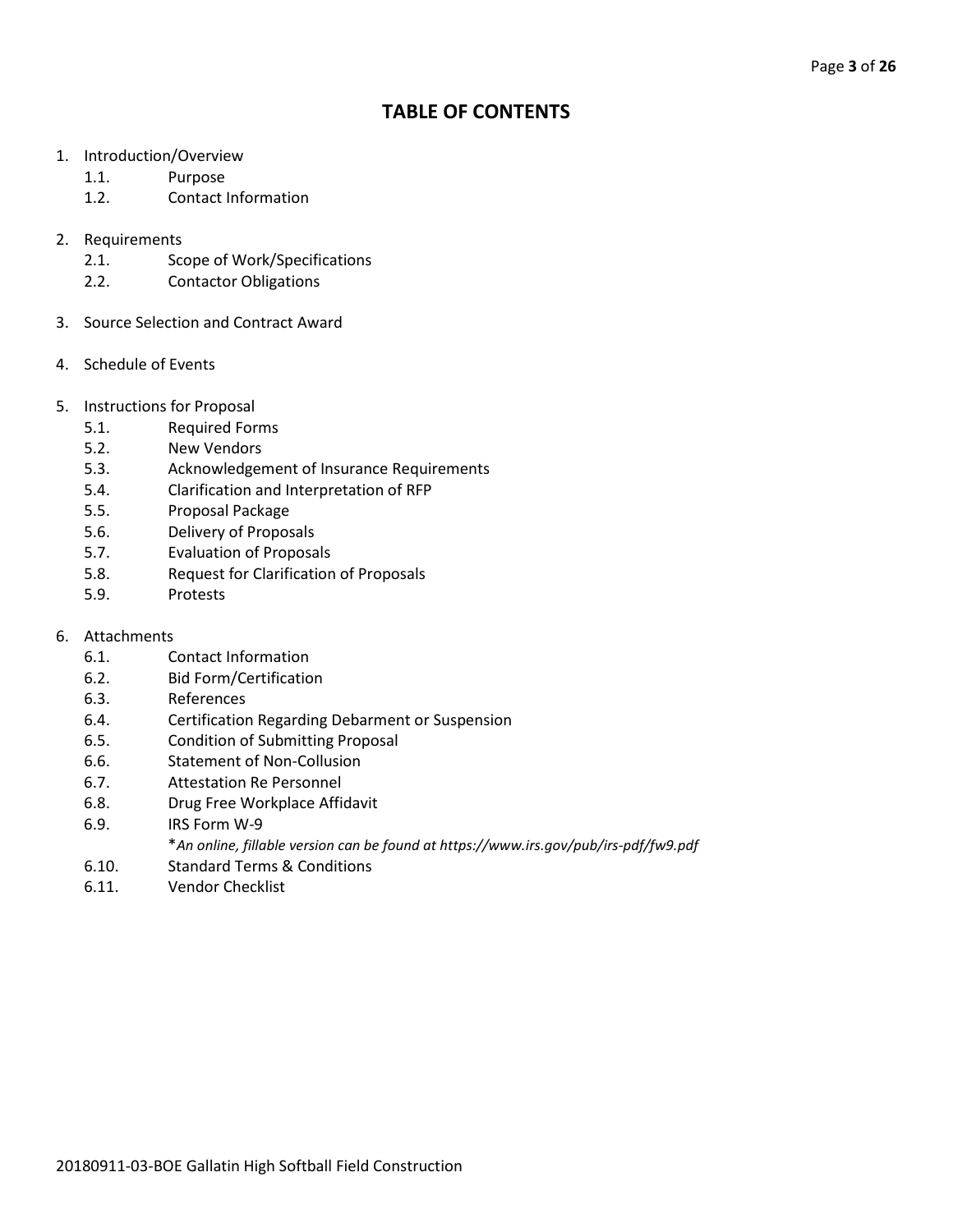# TABLE OF CONTENTS

1. Introduction/Overview
   - 1.1. Purpose
   - 1.2. Contact Information

2. Requirements
   - 2.1. Scope of Work/Specifications
   - 2.2. Contactor Obligations

3. Source Selection and Contract Award

4. Schedule of Events

5. Instructions for Proposal
   - 5.1. Required Forms
   - 5.2. New Vendors
   - 5.3. Acknowledgement of Insurance Requirements
   - 5.4. Clarification and Interpretation of RFP
   - 5.5. Proposal Package
   - 5.6. Delivery of Proposals
   - 5.7. Evaluation of Proposals
   - 5.8. Request for Clarification of Proposals
   - 5.9. Protests

6. Attachments
   - 6.1. Contact Information
   - 6.2. Bid Form/Certification
   - 6.3. References
   - 6.4. Certification Regarding Debarment or Suspension
   - 6.5. Condition of Submitting Proposal
   - 6.6. Statement of Non-Collusion
   - 6.7. Attestation Re Personnel
   - 6.8. Drug Free Workplace Affidavit
   - 6.9. IRS Form W-9
     *\*An online, fillable version can be found at https://www.irs.gov/pub/irs-pdf/fw9.pdf*
   - 6.10. Standard Terms & Conditions
   - 6.11. Vendor Checklist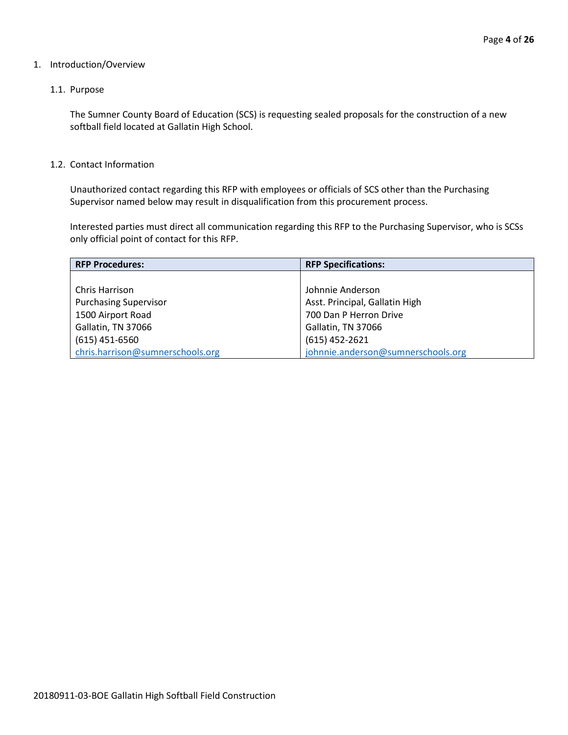# 1. Introduction/Overview

## 1.1. Purpose

The Sumner County Board of Education (SCS) is requesting sealed proposals for the construction of a new softball field located at Gallatin High School.

## 1.2. Contact Information

Unauthorized contact regarding this RFP with employees or officials of SCS other than the Purchasing Supervisor named below may result in disqualification from this procurement process.

Interested parties must direct all communication regarding this RFP to the Purchasing Supervisor, who is SCSs only official point of contact for this RFP.

| **RFP Procedures:** | **RFP Specifications:** |
|---|---|
| Chris Harrison<br>Purchasing Supervisor<br>1500 Airport Road<br>Gallatin, TN 37066<br>(615) 451-6560<br>chris.harrison@sumnerschools.org | Johnnie Anderson<br>Asst. Principal, Gallatin High<br>700 Dan P Herron Drive<br>Gallatin, TN 37066<br>(615) 452-2621<br>johnnie.anderson@sumnerschools.org |

20180911-03-BOE Gallatin High Softball Field Construction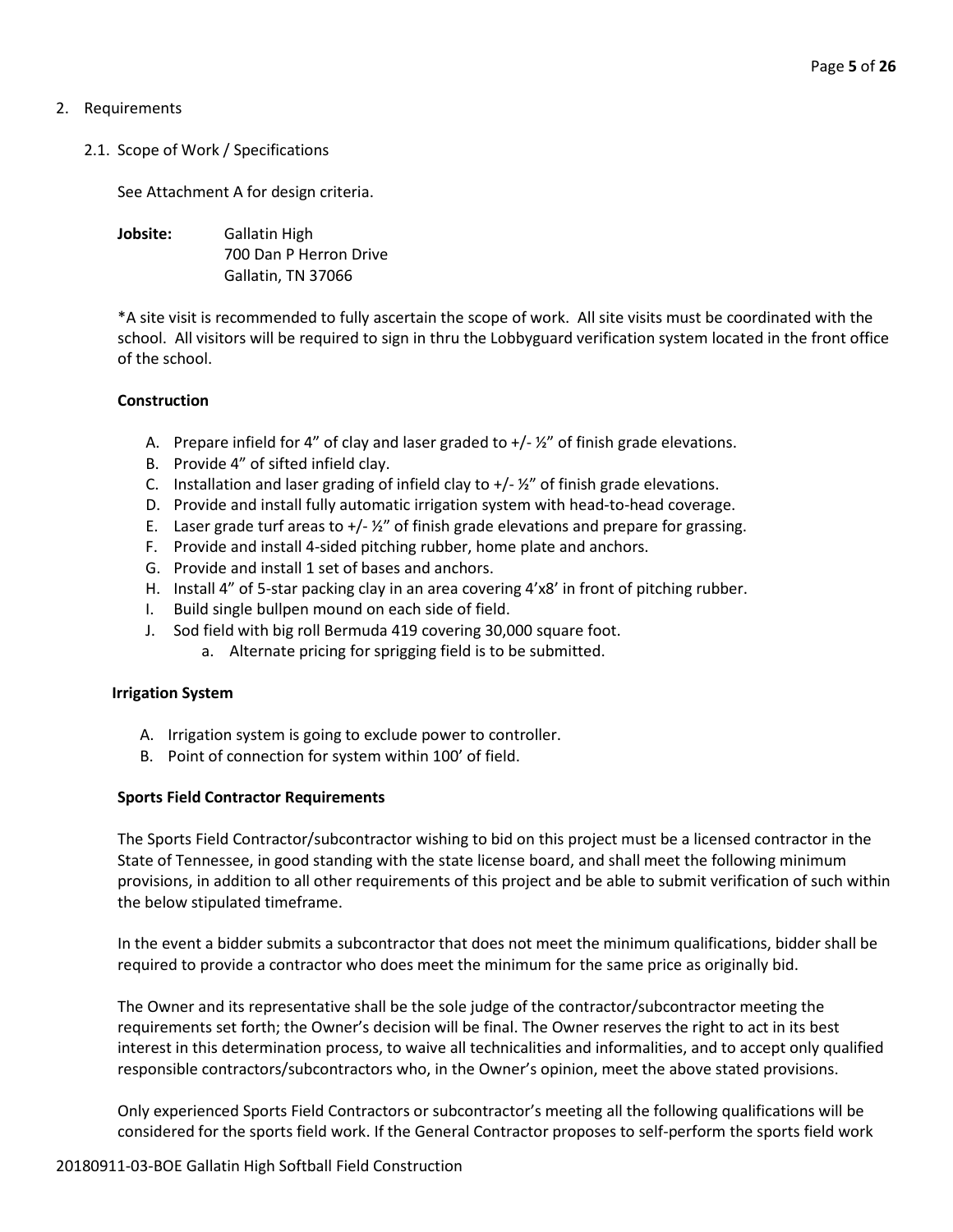2. Requirements

   2.1. Scope of Work / Specifications

   See Attachment A for design criteria.

   **Jobsite:** Gallatin High
   700 Dan P Herron Drive
   Gallatin, TN 37066

   *A site visit is recommended to fully ascertain the scope of work. All site visits must be coordinated with the school. All visitors will be required to sign in thru the Lobbyguard verification system located in the front office of the school.

   **Construction**

   A. Prepare infield for 4" of clay and laser graded to +/- ½" of finish grade elevations.
   B. Provide 4" of sifted infield clay.
   C. Installation and laser grading of infield clay to +/- ½" of finish grade elevations.
   D. Provide and install fully automatic irrigation system with head-to-head coverage.
   E. Laser grade turf areas to +/- ½" of finish grade elevations and prepare for grassing.
   F. Provide and install 4-sided pitching rubber, home plate and anchors.
   G. Provide and install 1 set of bases and anchors.
   H. Install 4" of 5-star packing clay in an area covering 4'x8' in front of pitching rubber.
   I. Build single bullpen mound on each side of field.
   J. Sod field with big roll Bermuda 419 covering 30,000 square foot.
      a. Alternate pricing for sprigging field is to be submitted.

   **Irrigation System**

   A. Irrigation system is going to exclude power to controller.
   B. Point of connection for system within 100' of field.

   **Sports Field Contractor Requirements**

   The Sports Field Contractor/subcontractor wishing to bid on this project must be a licensed contractor in the State of Tennessee, in good standing with the state license board, and shall meet the following minimum provisions, in addition to all other requirements of this project and be able to submit verification of such within the below stipulated timeframe.

   In the event a bidder submits a subcontractor that does not meet the minimum qualifications, bidder shall be required to provide a contractor who does meet the minimum for the same price as originally bid.

   The Owner and its representative shall be the sole judge of the contractor/subcontractor meeting the requirements set forth; the Owner's decision will be final. The Owner reserves the right to act in its best interest in this determination process, to waive all technicalities and informalities, and to accept only qualified responsible contractors/subcontractors who, in the Owner's opinion, meet the above stated provisions.

   Only experienced Sports Field Contractors or subcontractor's meeting all the following qualifications will be considered for the sports field work. If the General Contractor proposes to self-perform the sports field work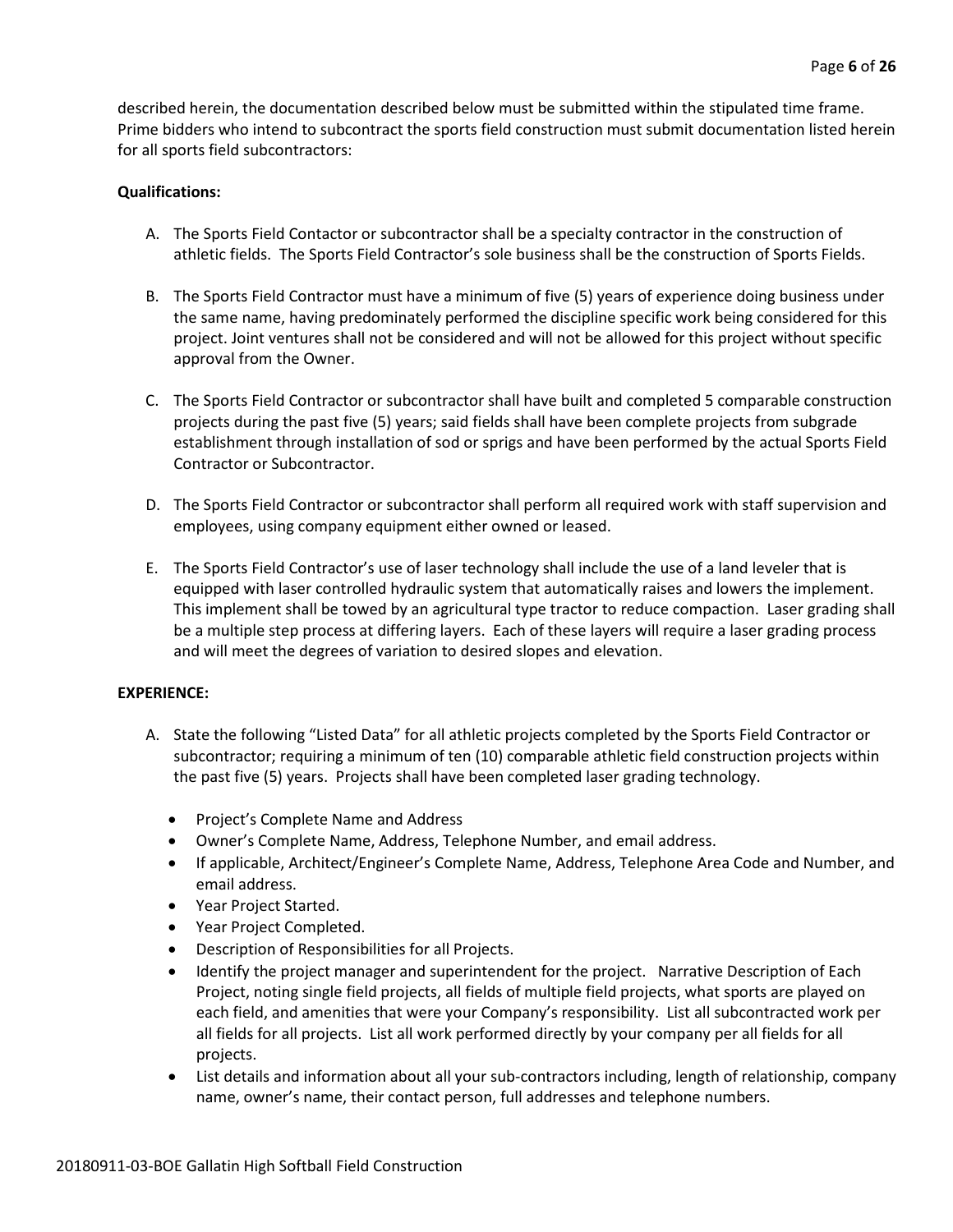described herein, the documentation described below must be submitted within the stipulated time frame. Prime bidders who intend to subcontract the sports field construction must submit documentation listed herein for all sports field subcontractors:

**Qualifications:**

A. The Sports Field Contactor or subcontractor shall be a specialty contractor in the construction of athletic fields. The Sports Field Contractor's sole business shall be the construction of Sports Fields.

B. The Sports Field Contractor must have a minimum of five (5) years of experience doing business under the same name, having predominately performed the discipline specific work being considered for this project. Joint ventures shall not be considered and will not be allowed for this project without specific approval from the Owner.

C. The Sports Field Contractor or subcontractor shall have built and completed 5 comparable construction projects during the past five (5) years; said fields shall have been complete projects from subgrade establishment through installation of sod or sprigs and have been performed by the actual Sports Field Contractor or Subcontractor.

D. The Sports Field Contractor or subcontractor shall perform all required work with staff supervision and employees, using company equipment either owned or leased.

E. The Sports Field Contractor's use of laser technology shall include the use of a land leveler that is equipped with laser controlled hydraulic system that automatically raises and lowers the implement. This implement shall be towed by an agricultural type tractor to reduce compaction. Laser grading shall be a multiple step process at differing layers. Each of these layers will require a laser grading process and will meet the degrees of variation to desired slopes and elevation.

**EXPERIENCE:**

A. State the following "Listed Data" for all athletic projects completed by the Sports Field Contractor or subcontractor; requiring a minimum of ten (10) comparable athletic field construction projects within the past five (5) years. Projects shall have been completed laser grading technology.

- Project's Complete Name and Address
- Owner's Complete Name, Address, Telephone Number, and email address.
- If applicable, Architect/Engineer's Complete Name, Address, Telephone Area Code and Number, and email address.
- Year Project Started.
- Year Project Completed.
- Description of Responsibilities for all Projects.
- Identify the project manager and superintendent for the project. Narrative Description of Each Project, noting single field projects, all fields of multiple field projects, what sports are played on each field, and amenities that were your Company's responsibility. List all subcontracted work per all fields for all projects. List all work performed directly by your company per all fields for all projects.
- List details and information about all your sub-contractors including, length of relationship, company name, owner's name, their contact person, full addresses and telephone numbers.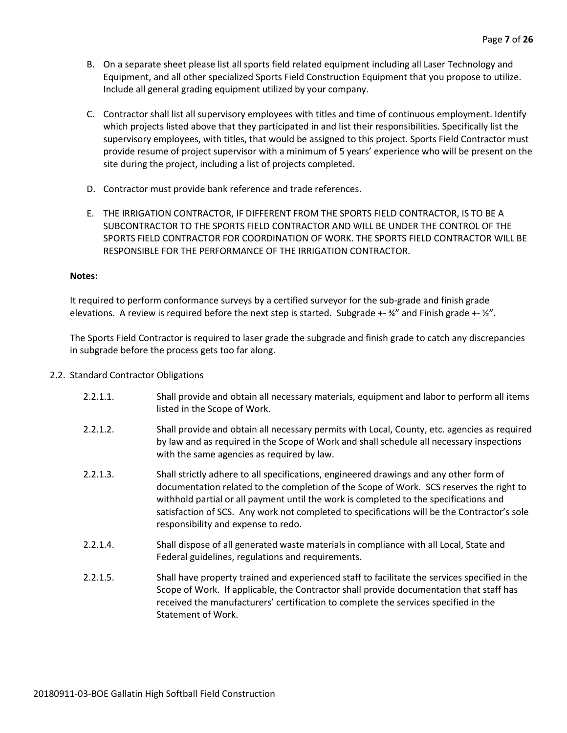B. On a separate sheet please list all sports field related equipment including all Laser Technology and Equipment, and all other specialized Sports Field Construction Equipment that you propose to utilize. Include all general grading equipment utilized by your company.

C. Contractor shall list all supervisory employees with titles and time of continuous employment. Identify which projects listed above that they participated in and list their responsibilities. Specifically list the supervisory employees, with titles, that would be assigned to this project. Sports Field Contractor must provide resume of project supervisor with a minimum of 5 years' experience who will be present on the site during the project, including a list of projects completed.

D. Contractor must provide bank reference and trade references.

E. THE IRRIGATION CONTRACTOR, IF DIFFERENT FROM THE SPORTS FIELD CONTRACTOR, IS TO BE A SUBCONTRACTOR TO THE SPORTS FIELD CONTRACTOR AND WILL BE UNDER THE CONTROL OF THE SPORTS FIELD CONTRACTOR FOR COORDINATION OF WORK. THE SPORTS FIELD CONTRACTOR WILL BE RESPONSIBLE FOR THE PERFORMANCE OF THE IRRIGATION CONTRACTOR.

**Notes:**

It required to perform conformance surveys by a certified surveyor for the sub-grade and finish grade elevations. A review is required before the next step is started. Subgrade +- ¾" and Finish grade +- ½".

The Sports Field Contractor is required to laser grade the subgrade and finish grade to catch any discrepancies in subgrade before the process gets too far along.

2.2. Standard Contractor Obligations

2.2.1.1. Shall provide and obtain all necessary materials, equipment and labor to perform all items listed in the Scope of Work.

2.2.1.2. Shall provide and obtain all necessary permits with Local, County, etc. agencies as required by law and as required in the Scope of Work and shall schedule all necessary inspections with the same agencies as required by law.

2.2.1.3. Shall strictly adhere to all specifications, engineered drawings and any other form of documentation related to the completion of the Scope of Work. SCS reserves the right to withhold partial or all payment until the work is completed to the specifications and satisfaction of SCS. Any work not completed to specifications will be the Contractor's sole responsibility and expense to redo.

2.2.1.4. Shall dispose of all generated waste materials in compliance with all Local, State and Federal guidelines, regulations and requirements.

2.2.1.5. Shall have property trained and experienced staff to facilitate the services specified in the Scope of Work. If applicable, the Contractor shall provide documentation that staff has received the manufacturers' certification to complete the services specified in the Statement of Work.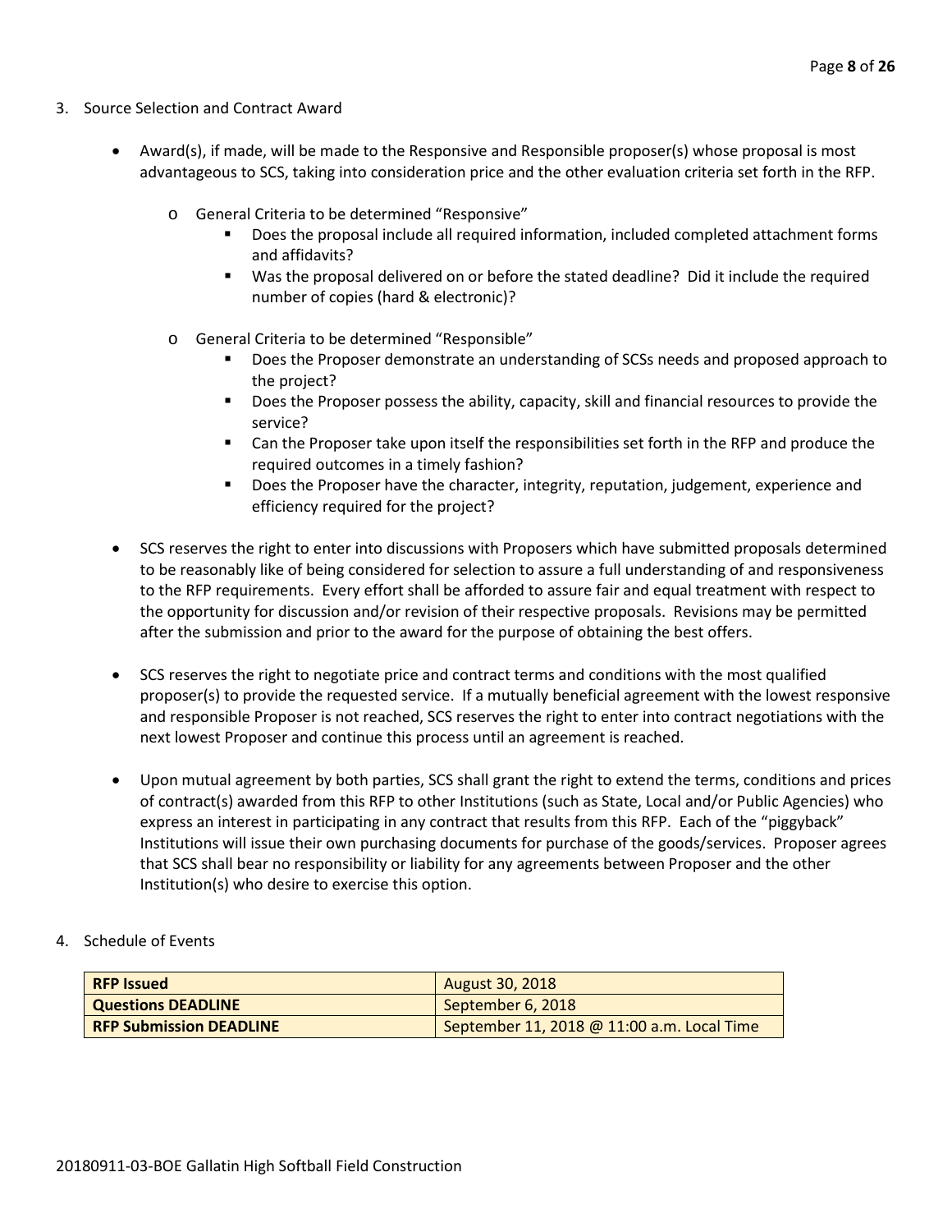3. Source Selection and Contract Award

- Award(s), if made, will be made to the Responsive and Responsible proposer(s) whose proposal is most advantageous to SCS, taking into consideration price and the other evaluation criteria set forth in the RFP.
    - General Criteria to be determined "Responsive"
        - Does the proposal include all required information, included completed attachment forms and affidavits?
        - Was the proposal delivered on or before the stated deadline? Did it include the required number of copies (hard & electronic)?
    - General Criteria to be determined "Responsible"
        - Does the Proposer demonstrate an understanding of SCSs needs and proposed approach to the project?
        - Does the Proposer possess the ability, capacity, skill and financial resources to provide the service?
        - Can the Proposer take upon itself the responsibilities set forth in the RFP and produce the required outcomes in a timely fashion?
        - Does the Proposer have the character, integrity, reputation, judgement, experience and efficiency required for the project?

- SCS reserves the right to enter into discussions with Proposers which have submitted proposals determined to be reasonably like of being considered for selection to assure a full understanding of and responsiveness to the RFP requirements. Every effort shall be afforded to assure fair and equal treatment with respect to the opportunity for discussion and/or revision of their respective proposals. Revisions may be permitted after the submission and prior to the award for the purpose of obtaining the best offers.

- SCS reserves the right to negotiate price and contract terms and conditions with the most qualified proposer(s) to provide the requested service. If a mutually beneficial agreement with the lowest responsive and responsible Proposer is not reached, SCS reserves the right to enter into contract negotiations with the next lowest Proposer and continue this process until an agreement is reached.

- Upon mutual agreement by both parties, SCS shall grant the right to extend the terms, conditions and prices of contract(s) awarded from this RFP to other Institutions (such as State, Local and/or Public Agencies) who express an interest in participating in any contract that results from this RFP. Each of the "piggyback" Institutions will issue their own purchasing documents for purchase of the goods/services. Proposer agrees that SCS shall bear no responsibility or liability for any agreements between Proposer and the other Institution(s) who desire to exercise this option.

4. Schedule of Events

| **RFP Issued** | August 30, 2018 |
|---|---|
| **Questions DEADLINE** | September 6, 2018 |
| **RFP Submission DEADLINE** | September 11, 2018 @ 11:00 a.m. Local Time |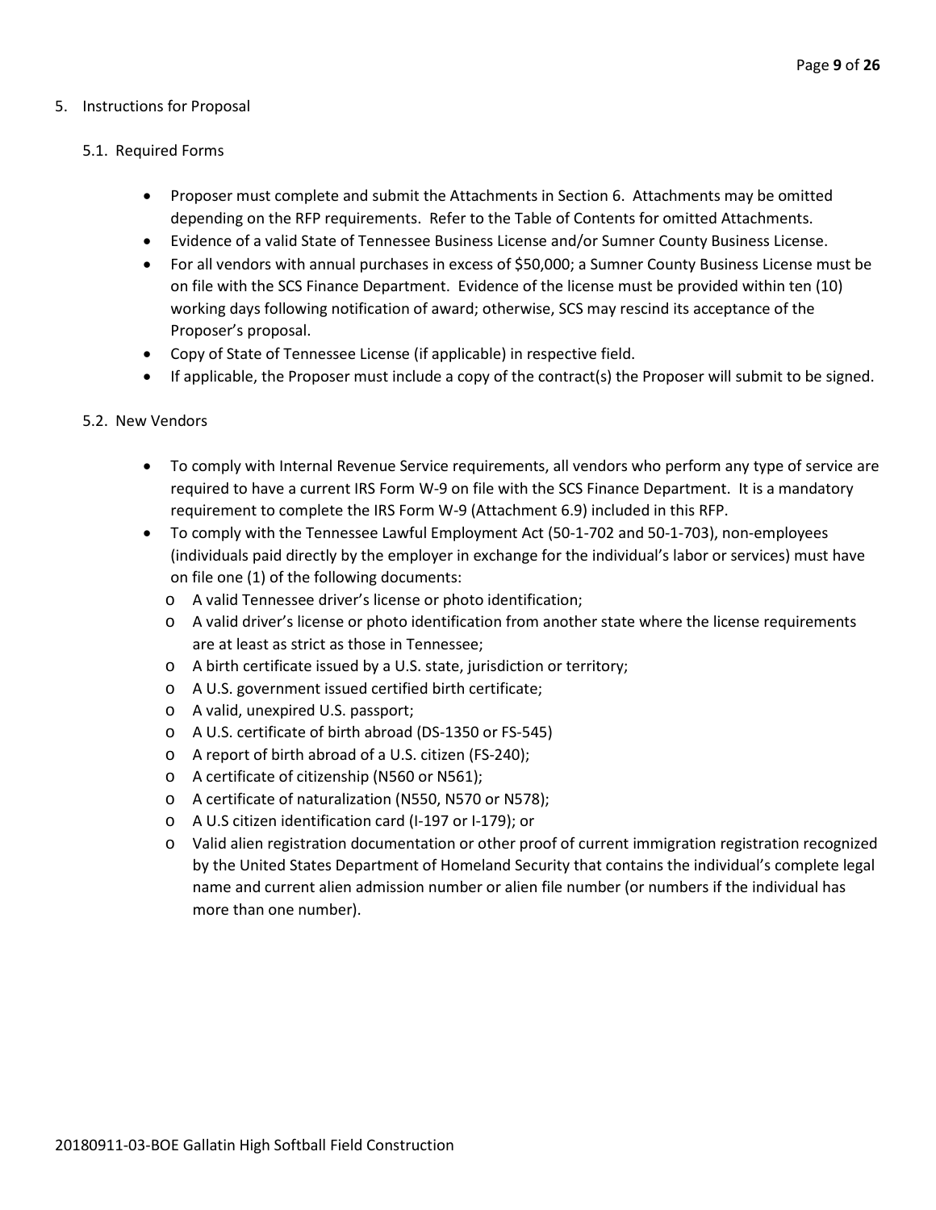## 5. Instructions for Proposal

### 5.1. Required Forms

- Proposer must complete and submit the Attachments in Section 6. Attachments may be omitted depending on the RFP requirements. Refer to the Table of Contents for omitted Attachments.
- Evidence of a valid State of Tennessee Business License and/or Sumner County Business License.
- For all vendors with annual purchases in excess of $50,000; a Sumner County Business License must be on file with the SCS Finance Department. Evidence of the license must be provided within ten (10) working days following notification of award; otherwise, SCS may rescind its acceptance of the Proposer's proposal.
- Copy of State of Tennessee License (if applicable) in respective field.
- If applicable, the Proposer must include a copy of the contract(s) the Proposer will submit to be signed.

### 5.2. New Vendors

- To comply with Internal Revenue Service requirements, all vendors who perform any type of service are required to have a current IRS Form W-9 on file with the SCS Finance Department. It is a mandatory requirement to complete the IRS Form W-9 (Attachment 6.9) included in this RFP.
- To comply with the Tennessee Lawful Employment Act (50-1-702 and 50-1-703), non-employees (individuals paid directly by the employer in exchange for the individual's labor or services) must have on file one (1) of the following documents:
  - A valid Tennessee driver's license or photo identification;
  - A valid driver's license or photo identification from another state where the license requirements are at least as strict as those in Tennessee;
  - A birth certificate issued by a U.S. state, jurisdiction or territory;
  - A U.S. government issued certified birth certificate;
  - A valid, unexpired U.S. passport;
  - A U.S. certificate of birth abroad (DS-1350 or FS-545)
  - A report of birth abroad of a U.S. citizen (FS-240);
  - A certificate of citizenship (N560 or N561);
  - A certificate of naturalization (N550, N570 or N578);
  - A U.S citizen identification card (I-197 or I-179); or
  - Valid alien registration documentation or other proof of current immigration registration recognized by the United States Department of Homeland Security that contains the individual's complete legal name and current alien admission number or alien file number (or numbers if the individual has more than one number).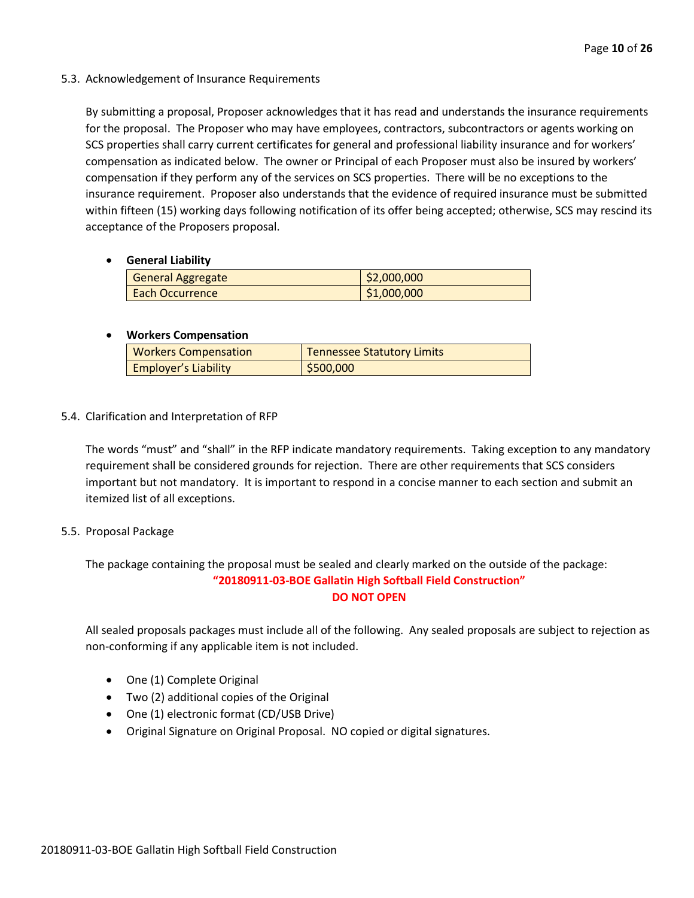5.3. Acknowledgement of Insurance Requirements

By submitting a proposal, Proposer acknowledges that it has read and understands the insurance requirements for the proposal. The Proposer who may have employees, contractors, subcontractors or agents working on SCS properties shall carry current certificates for general and professional liability insurance and for workers' compensation as indicated below. The owner or Principal of each Proposer must also be insured by workers' compensation if they perform any of the services on SCS properties. There will be no exceptions to the insurance requirement. Proposer also understands that the evidence of required insurance must be submitted within fifteen (15) working days following notification of its offer being accepted; otherwise, SCS may rescind its acceptance of the Proposers proposal.

- **General Liability**

| General Aggregate | $2,000,000 |
|---|---|
| Each Occurrence | $1,000,000 |

- **Workers Compensation**

| Workers Compensation | Tennessee Statutory Limits |
|---|---|
| Employer's Liability | $500,000 |

5.4. Clarification and Interpretation of RFP

The words "must" and "shall" in the RFP indicate mandatory requirements. Taking exception to any mandatory requirement shall be considered grounds for rejection. There are other requirements that SCS considers important but not mandatory. It is important to respond in a concise manner to each section and submit an itemized list of all exceptions.

5.5. Proposal Package

The package containing the proposal must be sealed and clearly marked on the outside of the package:

**"20180911-03-BOE Gallatin High Softball Field Construction"**

**DO NOT OPEN**

All sealed proposals packages must include all of the following. Any sealed proposals are subject to rejection as non-conforming if any applicable item is not included.

- One (1) Complete Original
- Two (2) additional copies of the Original
- One (1) electronic format (CD/USB Drive)
- Original Signature on Original Proposal. NO copied or digital signatures.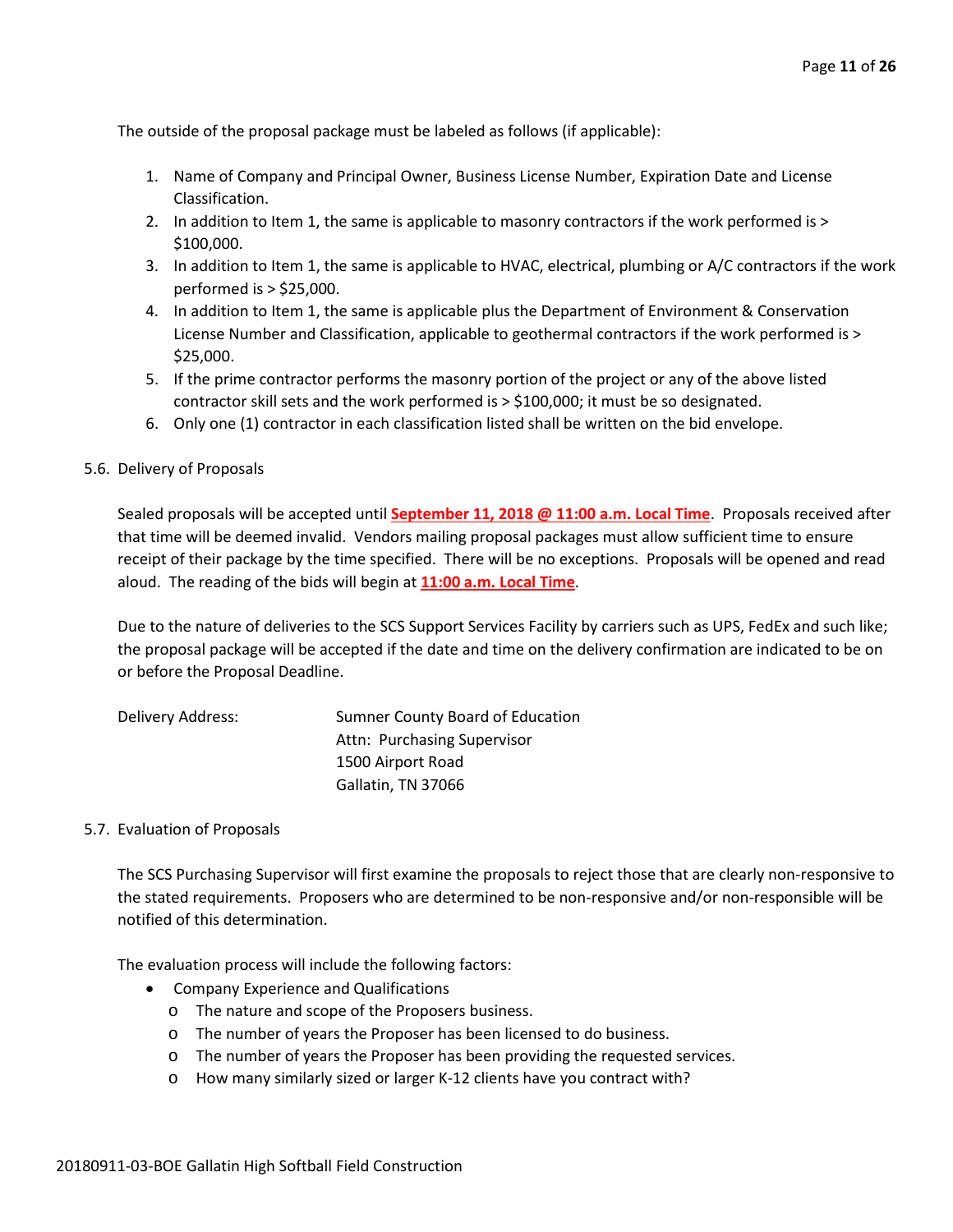The outside of the proposal package must be labeled as follows (if applicable):

1. Name of Company and Principal Owner, Business License Number, Expiration Date and License Classification.
2. In addition to Item 1, the same is applicable to masonry contractors if the work performed is > $100,000.
3. In addition to Item 1, the same is applicable to HVAC, electrical, plumbing or A/C contractors if the work performed is > $25,000.
4. In addition to Item 1, the same is applicable plus the Department of Environment & Conservation License Number and Classification, applicable to geothermal contractors if the work performed is > $25,000.
5. If the prime contractor performs the masonry portion of the project or any of the above listed contractor skill sets and the work performed is > $100,000; it must be so designated.
6. Only one (1) contractor in each classification listed shall be written on the bid envelope.

5.6. Delivery of Proposals

Sealed proposals will be accepted until **September 11, 2018 @ 11:00 a.m. Local Time**. Proposals received after that time will be deemed invalid. Vendors mailing proposal packages must allow sufficient time to ensure receipt of their package by the time specified. There will be no exceptions. Proposals will be opened and read aloud. The reading of the bids will begin at **11:00 a.m. Local Time**.

Due to the nature of deliveries to the SCS Support Services Facility by carriers such as UPS, FedEx and such like; the proposal package will be accepted if the date and time on the delivery confirmation are indicated to be on or before the Proposal Deadline.

Delivery Address:

Sumner County Board of Education
Attn: Purchasing Supervisor
1500 Airport Road
Gallatin, TN 37066

5.7. Evaluation of Proposals

The SCS Purchasing Supervisor will first examine the proposals to reject those that are clearly non-responsive to the stated requirements. Proposers who are determined to be non-responsive and/or non-responsible will be notified of this determination.

The evaluation process will include the following factors:

- Company Experience and Qualifications
  - The nature and scope of the Proposers business.
  - The number of years the Proposer has been licensed to do business.
  - The number of years the Proposer has been providing the requested services.
  - How many similarly sized or larger K-12 clients have you contract with?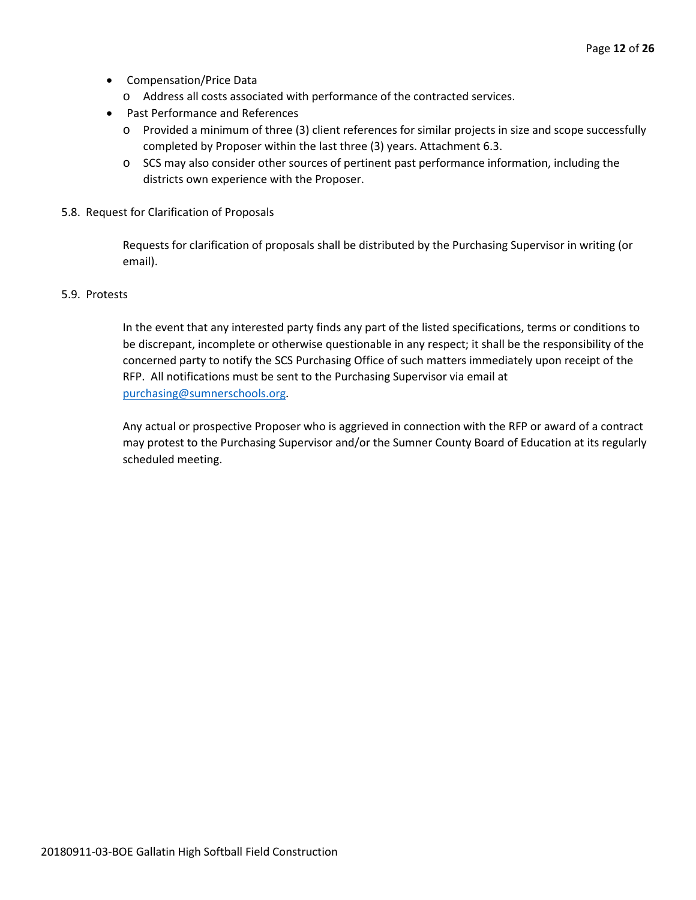- Compensation/Price Data
  - Address all costs associated with performance of the contracted services.
- Past Performance and References
  - Provided a minimum of three (3) client references for similar projects in size and scope successfully completed by Proposer within the last three (3) years. Attachment 6.3.
  - SCS may also consider other sources of pertinent past performance information, including the districts own experience with the Proposer.

5.8. Request for Clarification of Proposals

Requests for clarification of proposals shall be distributed by the Purchasing Supervisor in writing (or email).

5.9. Protests

In the event that any interested party finds any part of the listed specifications, terms or conditions to be discrepant, incomplete or otherwise questionable in any respect; it shall be the responsibility of the concerned party to notify the SCS Purchasing Office of such matters immediately upon receipt of the RFP. All notifications must be sent to the Purchasing Supervisor via email at purchasing@sumnerschools.org.

Any actual or prospective Proposer who is aggrieved in connection with the RFP or award of a contract may protest to the Purchasing Supervisor and/or the Sumner County Board of Education at its regularly scheduled meeting.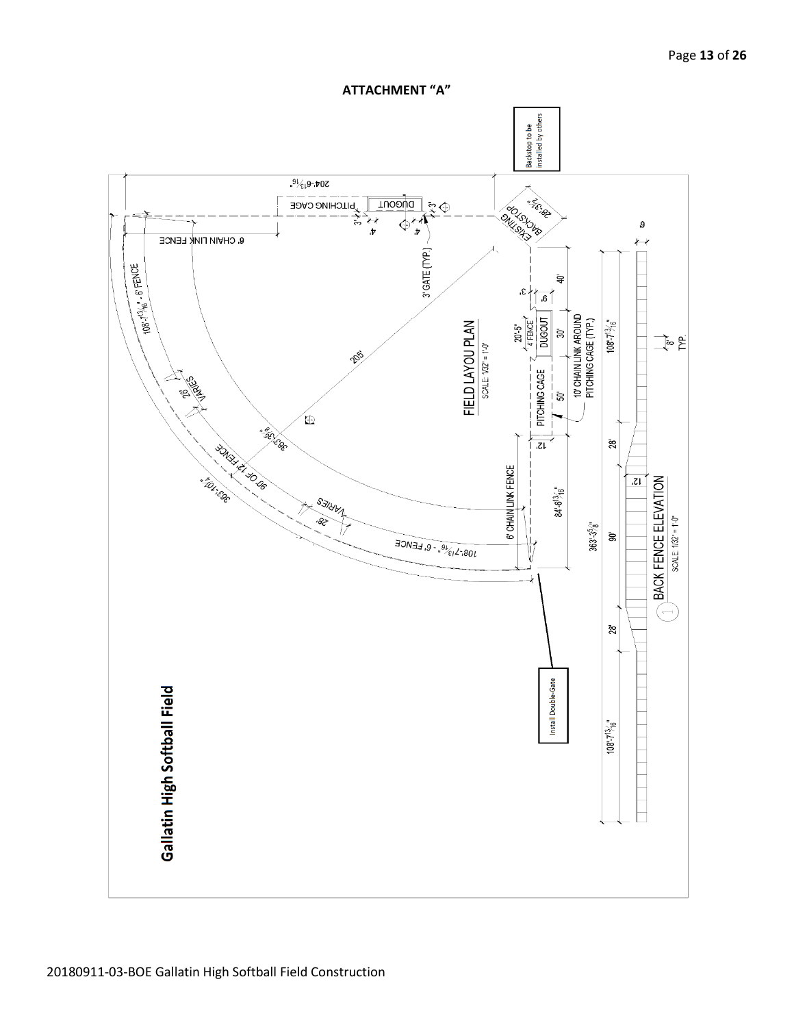# ATTACHMENT "A"

**Gallatin High Softball Field**

Backstop to be installed by others

Install Double-Gate

FIELD LAYOU PLAN

SCALE: 1/32" = 1'-0"

BACK FENCE ELEVATION

SCALE: 1/32" = 1'-0"

204'-6 13/16"

PITCHING CAGE

DUGOUT

3'

4'

EXISTING BACKSTOP 28'-3 1/2"

6' CHAIN LINK FENCE

3' GATE (TYP.)

108'-7 13/16" - 6' FENCE

205'

VARIES

28'

363'-3 5/8"

90' OF 12' FENCE

363'-10 1/4"

40'

6'

20'-5" 4' FENCE

DUGOUT

30'

PITCHING CAGE

50'

10' CHAIN LINK AROUND PITCHING CAGE (TYP.)

12'

6' CHAIN LINK FENCE

84'-6 13/16"

108'-7 13/16"

8" TYP.

6'

12'

90'

28'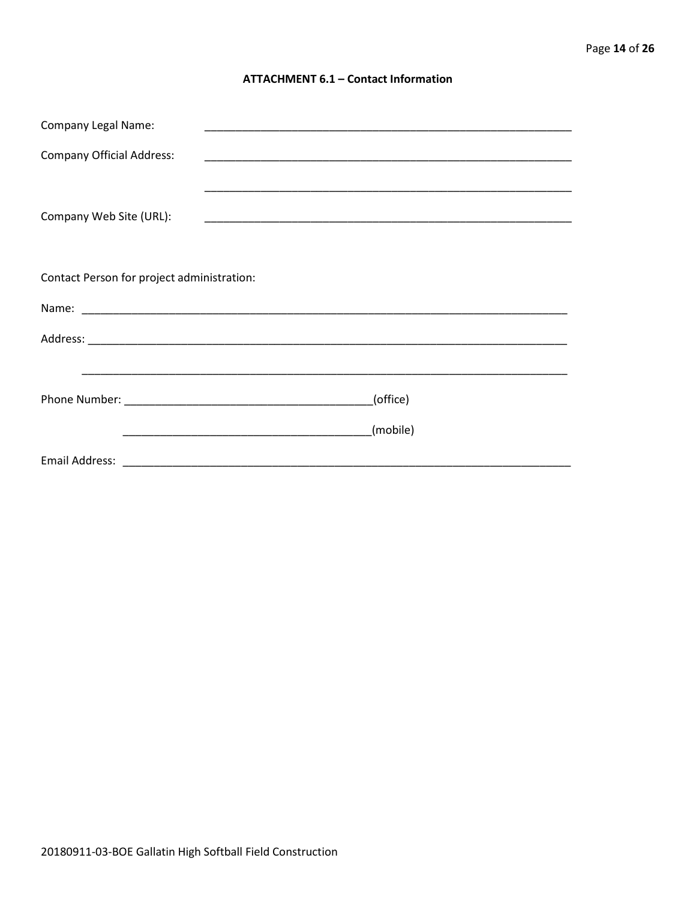**ATTACHMENT 6.1 – Contact Information**

Company Legal Name: ____________________________________________________________

Company Official Address: ____________________________________________________________

____________________________________________________________

Company Web Site (URL): ____________________________________________________________

Contact Person for project administration:

Name: ________________________________________________________________________________

Address: ________________________________________________________________________________

________________________________________________________________________________

Phone Number: ________________________________________(office)

________________________________________(mobile)

Email Address: ____________________________________________________________________________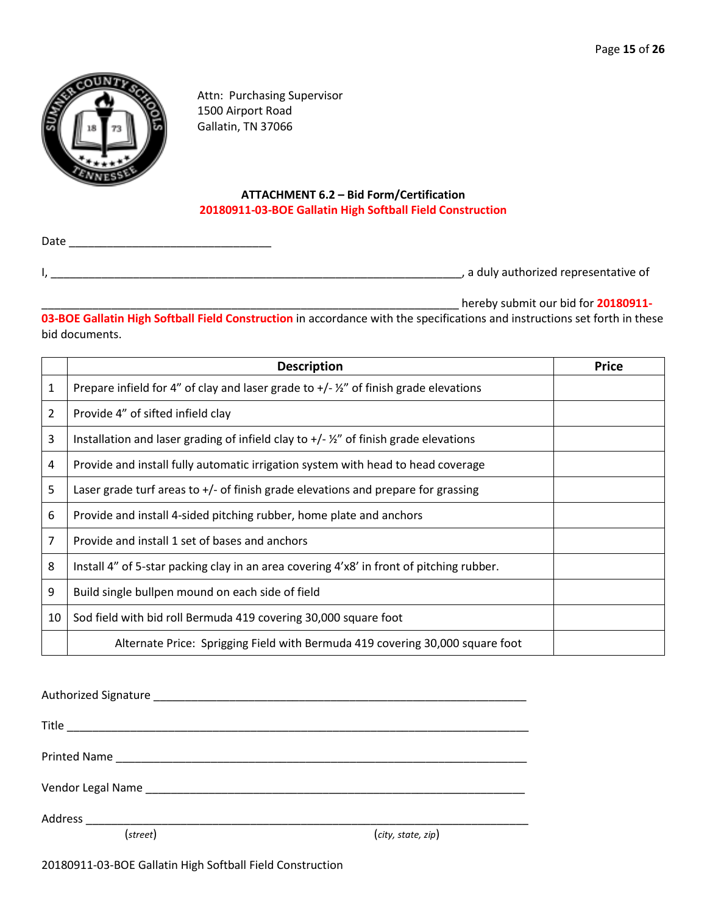Attn: Purchasing Supervisor
1500 Airport Road
Gallatin, TN 37066

**ATTACHMENT 6.2 – Bid Form/Certification**
**20180911-03-BOE Gallatin High Softball Field Construction**

Date ________________________________

I, __________________________________________________________________, a duly authorized representative of

__________________________________________________________________ hereby submit our bid for **20180911-03-BOE Gallatin High Softball Field Construction** in accordance with the specifications and instructions set forth in these bid documents.

| | Description | Price |
|---|---|---|
| 1 | Prepare infield for 4" of clay and laser grade to +/- ½" of finish grade elevations | |
| 2 | Provide 4" of sifted infield clay | |
| 3 | Installation and laser grading of infield clay to +/- ½" of finish grade elevations | |
| 4 | Provide and install fully automatic irrigation system with head to head coverage | |
| 5 | Laser grade turf areas to +/- of finish grade elevations and prepare for grassing | |
| 6 | Provide and install 4-sided pitching rubber, home plate and anchors | |
| 7 | Provide and install 1 set of bases and anchors | |
| 8 | Install 4" of 5-star packing clay in an area covering 4'x8' in front of pitching rubber. | |
| 9 | Build single bullpen mound on each side of field | |
| 10 | Sod field with bid roll Bermuda 419 covering 30,000 square foot | |
| | Alternate Price: Sprigging Field with Bermuda 419 covering 30,000 square foot | |

Authorized Signature ____________________________________________________________

Title __________________________________________________________________________

Printed Name ___________________________________________________________________

Vendor Legal Name ______________________________________________________________

Address ________________________________________________________________________
(*street*) (*city, state, zip*)

20180911-03-BOE Gallatin High Softball Field Construction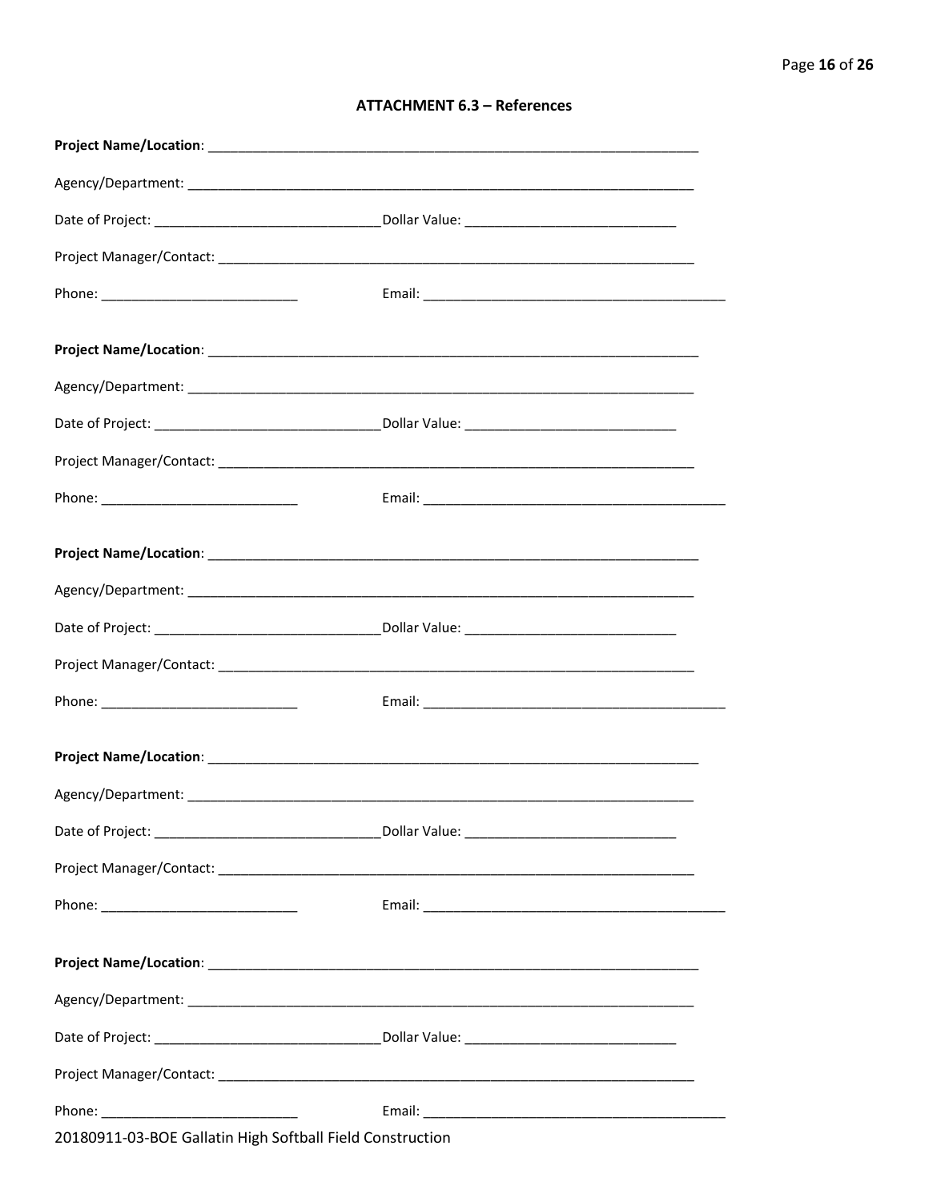## ATTACHMENT 6.3 – References

**Project Name/Location**: ____________________________________________________________________

Agency/Department: ____________________________________________________________________

Date of Project: ______________________________ Dollar Value: ____________________________

Project Manager/Contact: ________________________________________________________________

Phone: __________________________ Email: ________________________________________

**Project Name/Location**: ____________________________________________________________________

Agency/Department: ____________________________________________________________________

Date of Project: ______________________________ Dollar Value: ____________________________

Project Manager/Contact: ________________________________________________________________

Phone: __________________________ Email: ________________________________________

**Project Name/Location**: ____________________________________________________________________

Agency/Department: ____________________________________________________________________

Date of Project: ______________________________ Dollar Value: ____________________________

Project Manager/Contact: ________________________________________________________________

Phone: __________________________ Email: ________________________________________

**Project Name/Location**: ____________________________________________________________________

Agency/Department: ____________________________________________________________________

Date of Project: ______________________________ Dollar Value: ____________________________

Project Manager/Contact: ________________________________________________________________

Phone: __________________________ Email: ________________________________________

**Project Name/Location**: ____________________________________________________________________

Agency/Department: ____________________________________________________________________

Date of Project: ______________________________ Dollar Value: ____________________________

Project Manager/Contact: ________________________________________________________________

Phone: __________________________ Email: ________________________________________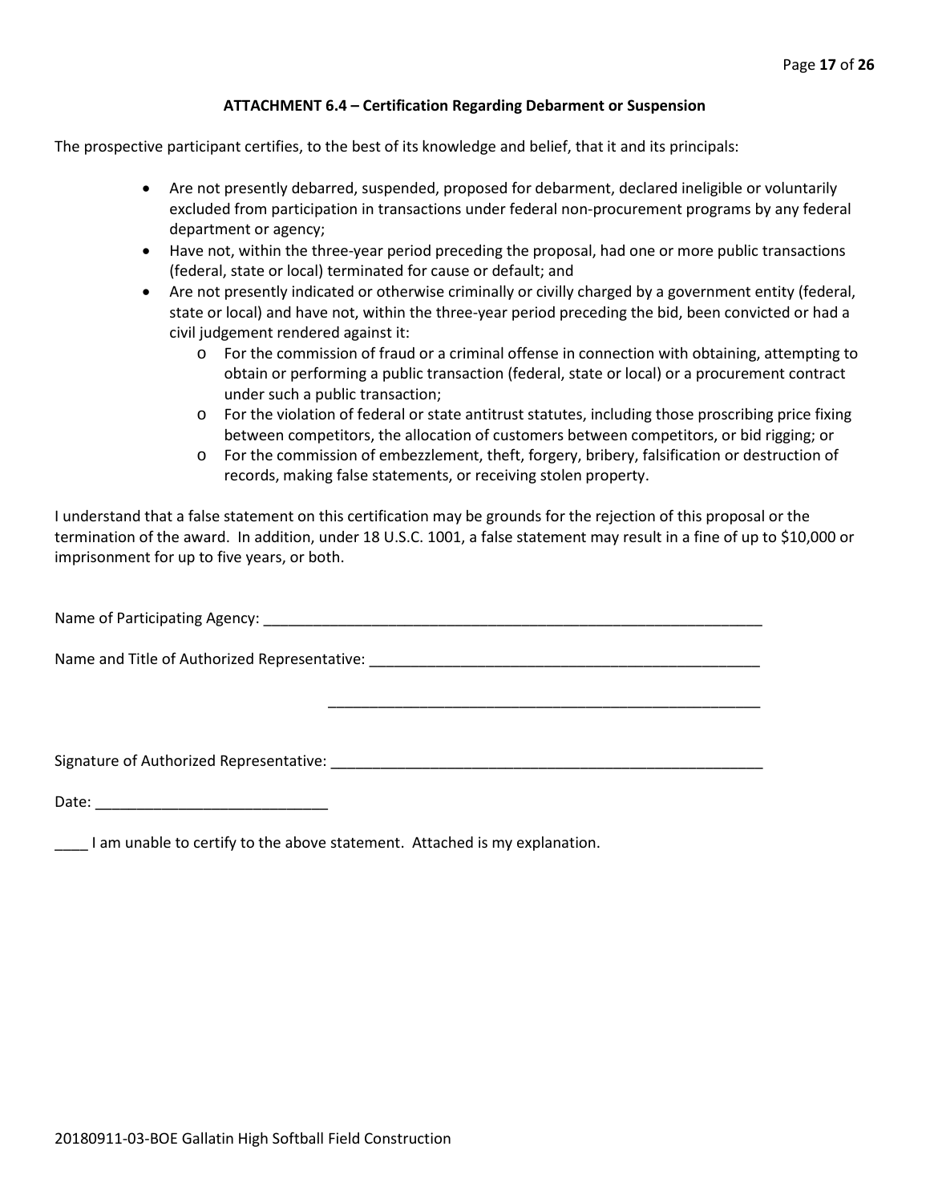## ATTACHMENT 6.4 – Certification Regarding Debarment or Suspension

The prospective participant certifies, to the best of its knowledge and belief, that it and its principals:

- Are not presently debarred, suspended, proposed for debarment, declared ineligible or voluntarily excluded from participation in transactions under federal non-procurement programs by any federal department or agency;
- Have not, within the three-year period preceding the proposal, had one or more public transactions (federal, state or local) terminated for cause or default; and
- Are not presently indicated or otherwise criminally or civilly charged by a government entity (federal, state or local) and have not, within the three-year period preceding the bid, been convicted or had a civil judgement rendered against it:
  - For the commission of fraud or a criminal offense in connection with obtaining, attempting to obtain or performing a public transaction (federal, state or local) or a procurement contract under such a public transaction;
  - For the violation of federal or state antitrust statutes, including those proscribing price fixing between competitors, the allocation of customers between competitors, or bid rigging; or
  - For the commission of embezzlement, theft, forgery, bribery, falsification or destruction of records, making false statements, or receiving stolen property.

I understand that a false statement on this certification may be grounds for the rejection of this proposal or the termination of the award. In addition, under 18 U.S.C. 1001, a false statement may result in a fine of up to $10,000 or imprisonment for up to five years, or both.

Name of Participating Agency: _______________________________________________________________

Name and Title of Authorized Representative: ____________________________________________________

_______________________________________________________

Signature of Authorized Representative: ________________________________________________________

Date: ____________________________

____ I am unable to certify to the above statement. Attached is my explanation.

20180911-03-BOE Gallatin High Softball Field Construction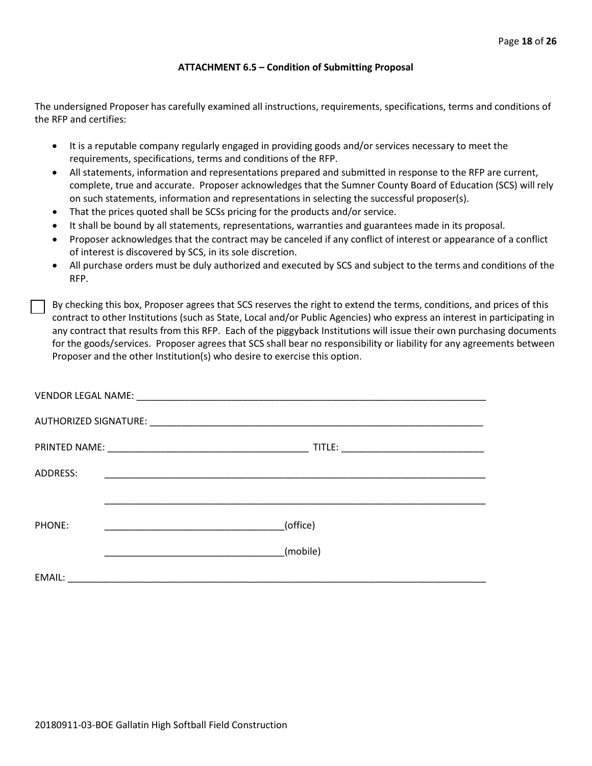### ATTACHMENT 6.5 – Condition of Submitting Proposal

The undersigned Proposer has carefully examined all instructions, requirements, specifications, terms and conditions of the RFP and certifies:

- It is a reputable company regularly engaged in providing goods and/or services necessary to meet the requirements, specifications, terms and conditions of the RFP.
- All statements, information and representations prepared and submitted in response to the RFP are current, complete, true and accurate. Proposer acknowledges that the Sumner County Board of Education (SCS) will rely on such statements, information and representations in selecting the successful proposer(s).
- That the prices quoted shall be SCSs pricing for the products and/or service.
- It shall be bound by all statements, representations, warranties and guarantees made in its proposal.
- Proposer acknowledges that the contract may be canceled if any conflict of interest or appearance of a conflict of interest is discovered by SCS, in its sole discretion.
- All purchase orders must be duly authorized and executed by SCS and subject to the terms and conditions of the RFP.

☐ By checking this box, Proposer agrees that SCS reserves the right to extend the terms, conditions, and prices of this contract to other Institutions (such as State, Local and/or Public Agencies) who express an interest in participating in any contract that results from this RFP. Each of the piggyback Institutions will issue their own purchasing documents for the goods/services. Proposer agrees that SCS shall bear no responsibility or liability for any agreements between Proposer and the other Institution(s) who desire to exercise this option.

VENDOR LEGAL NAME: ___________________________________________________________________

AUTHORIZED SIGNATURE: ________________________________________________________________

PRINTED NAME: ______________________________________ TITLE: ___________________________

ADDRESS: _________________________________________________________________________

_________________________________________________________________________

PHONE: __________________________________(office)

__________________________________(mobile)

EMAIL: ________________________________________________________________________________

20180911-03-BOE Gallatin High Softball Field Construction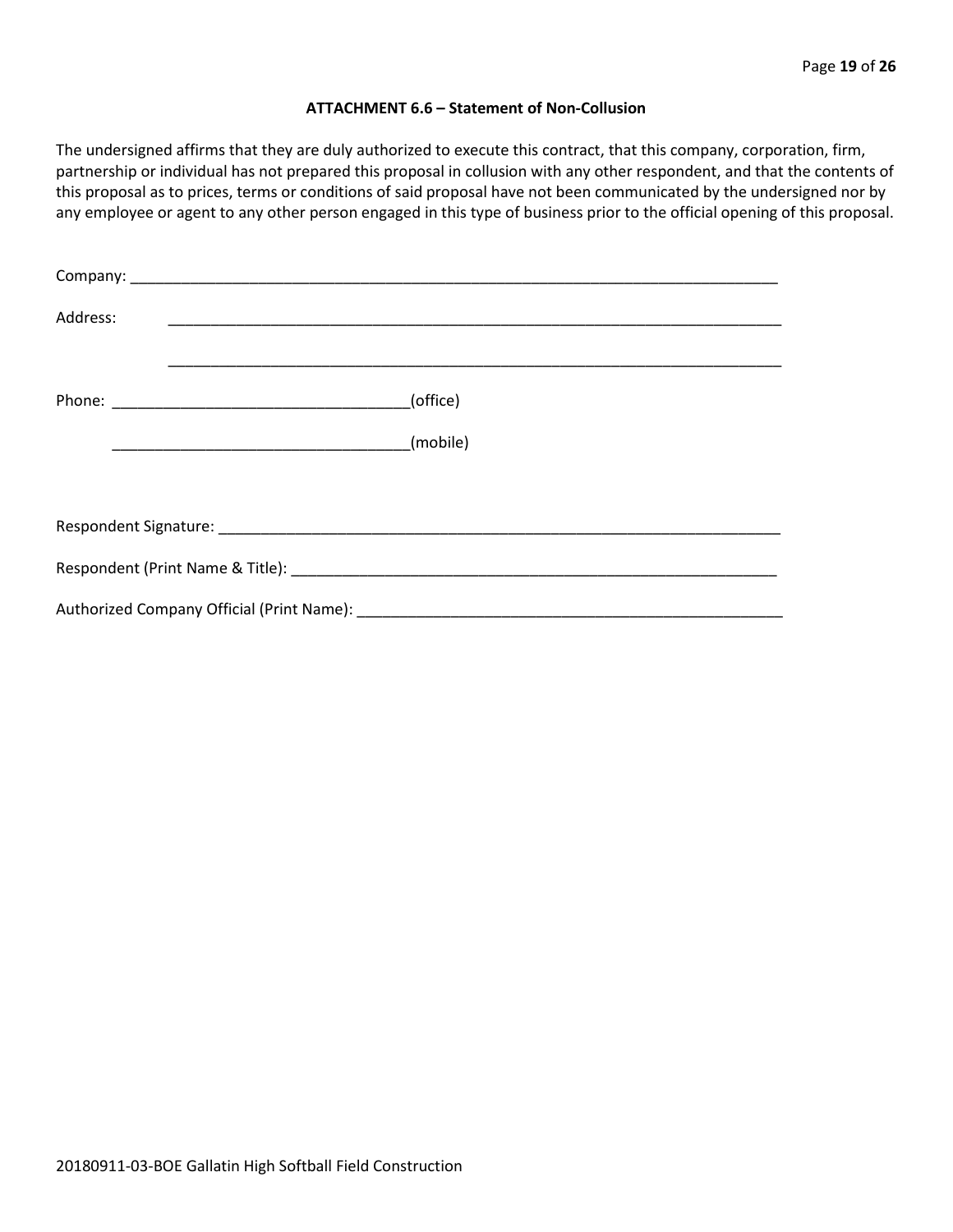**ATTACHMENT 6.6 – Statement of Non-Collusion**

The undersigned affirms that they are duly authorized to execute this contract, that this company, corporation, firm, partnership or individual has not prepared this proposal in collusion with any other respondent, and that the contents of this proposal as to prices, terms or conditions of said proposal have not been communicated by the undersigned nor by any employee or agent to any other person engaged in this type of business prior to the official opening of this proposal.

Company: ___________________________________________________________________________

Address: ________________________________________________________________________

________________________________________________________________________

Phone: ___________________________________(office)

___________________________________(mobile)

Respondent Signature: _________________________________________________________________

Respondent (Print Name & Title): ________________________________________________________

Authorized Company Official (Print Name): ________________________________________________

20180911-03-BOE Gallatin High Softball Field Construction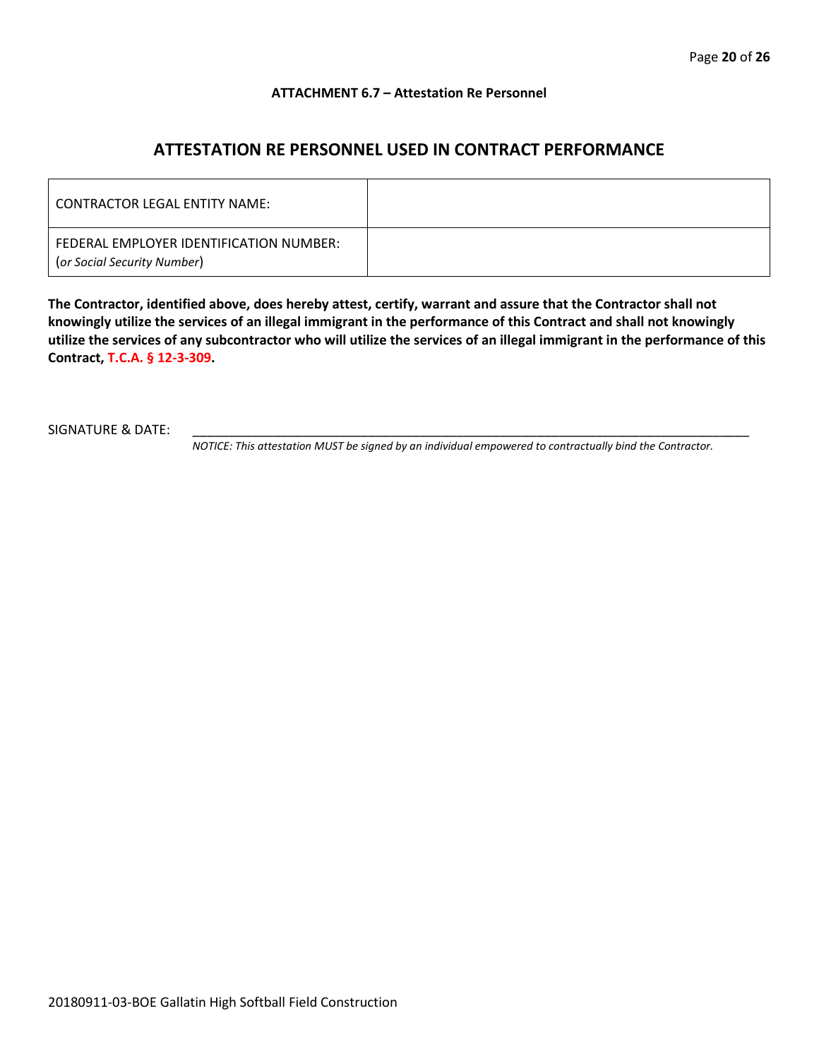**ATTACHMENT 6.7 – Attestation Re Personnel**

## ATTESTATION RE PERSONNEL USED IN CONTRACT PERFORMANCE

| | |
|---|---|
| CONTRACTOR LEGAL ENTITY NAME: | |
| FEDERAL EMPLOYER IDENTIFICATION NUMBER: (*or Social Security Number*) | |

**The Contractor, identified above, does hereby attest, certify, warrant and assure that the Contractor shall not knowingly utilize the services of an illegal immigrant in the performance of this Contract and shall not knowingly utilize the services of any subcontractor who will utilize the services of an illegal immigrant in the performance of this Contract, T.C.A. § 12-3-309.**

SIGNATURE & DATE: ______________________________________________________________________________

*NOTICE: This attestation MUST be signed by an individual empowered to contractually bind the Contractor.*

20180911-03-BOE Gallatin High Softball Field Construction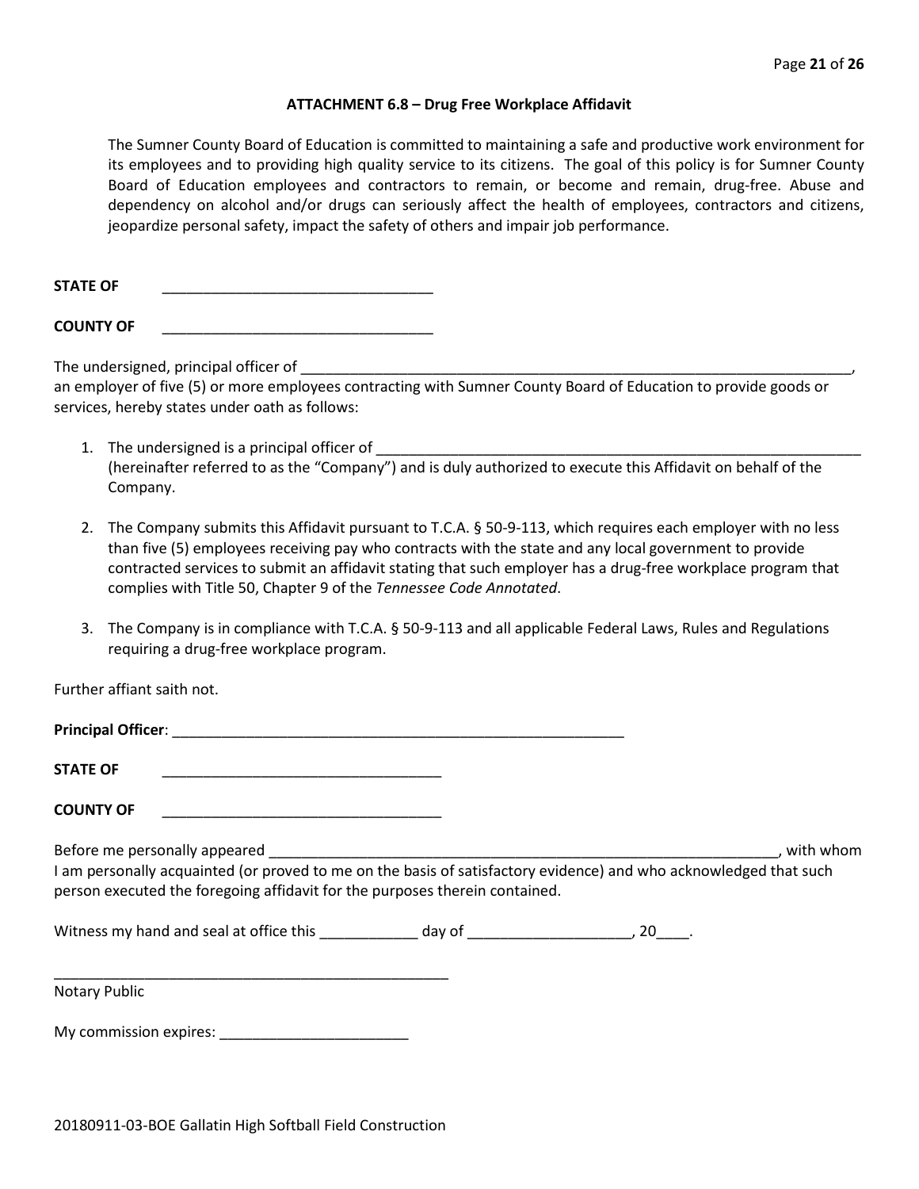### ATTACHMENT 6.8 – Drug Free Workplace Affidavit

The Sumner County Board of Education is committed to maintaining a safe and productive work environment for its employees and to providing high quality service to its citizens. The goal of this policy is for Sumner County Board of Education employees and contractors to remain, or become and remain, drug-free. Abuse and dependency on alcohol and/or drugs can seriously affect the health of employees, contractors and citizens, jeopardize personal safety, impact the safety of others and impair job performance.

**STATE OF** _________________________________

**COUNTY OF** _________________________________

The undersigned, principal officer of ______________________________________________________________________, an employer of five (5) or more employees contracting with Sumner County Board of Education to provide goods or services, hereby states under oath as follows:

1. The undersigned is a principal officer of ____________________________________________________________ (hereinafter referred to as the "Company") and is duly authorized to execute this Affidavit on behalf of the Company.

2. The Company submits this Affidavit pursuant to T.C.A. § 50-9-113, which requires each employer with no less than five (5) employees receiving pay who contracts with the state and any local government to provide contracted services to submit an affidavit stating that such employer has a drug-free workplace program that complies with Title 50, Chapter 9 of the *Tennessee Code Annotated*.

3. The Company is in compliance with T.C.A. § 50-9-113 and all applicable Federal Laws, Rules and Regulations requiring a drug-free workplace program.

Further affiant saith not.

**Principal Officer**: _______________________________________________________

**STATE OF** __________________________________

**COUNTY OF** __________________________________

Before me personally appeared _________________________________________________________________, with whom I am personally acquainted (or proved to me on the basis of satisfactory evidence) and who acknowledged that such person executed the foregoing affidavit for the purposes therein contained.

Witness my hand and seal at office this ____________ day of ____________________, 20____.

__________________________________________________

Notary Public

My commission expires: _______________________

20180911-03-BOE Gallatin High Softball Field Construction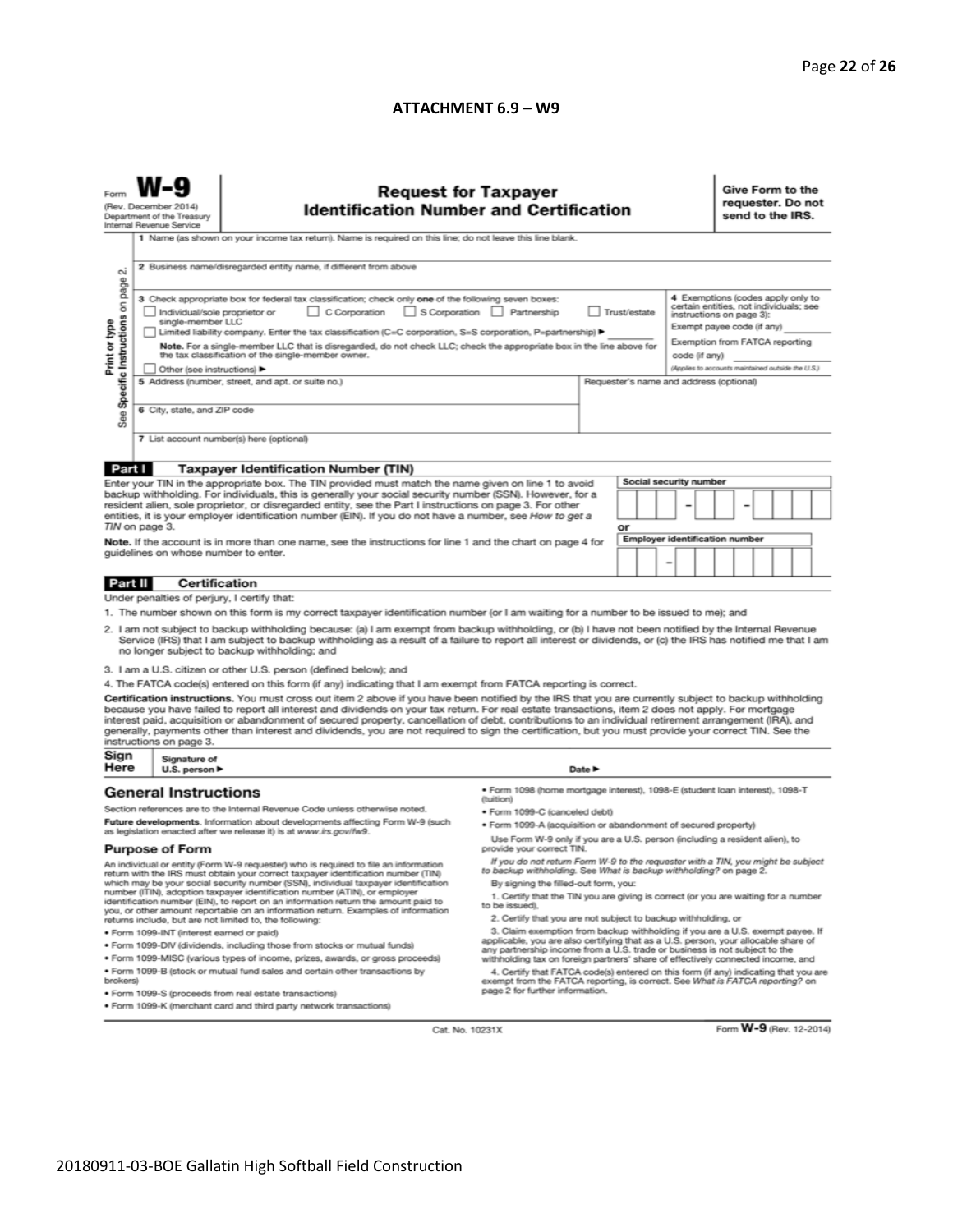## ATTACHMENT 6.9 – W9

Form **W-9**
(Rev. December 2014)
Department of the Treasury
Internal Revenue Service

# Request for Taxpayer Identification Number and Certification

**Give Form to the requester. Do not send to the IRS.**

Print or type
See Specific Instructions on page 2.

1 Name (as shown on your income tax return). Name is required on this line; do not leave this line blank.

2 Business name/disregarded entity name, if different from above

3 Check appropriate box for federal tax classification; check only **one** of the following seven boxes:

☐ Individual/sole proprietor or single-member LLC ☐ C Corporation ☐ S Corporation ☐ Partnership ☐ Trust/estate

☐ Limited liability company. Enter the tax classification (C=C corporation, S=S corporation, P=partnership) ▶ ________

**Note.** For a single-member LLC that is disregarded, do not check LLC; check the appropriate box in the line above for the tax classification of the single-member owner.

☐ Other (see instructions) ▶

4 Exemptions (codes apply only to certain entities, not individuals; see instructions on page 3):

Exempt payee code (if any) ________

Exemption from FATCA reporting code (if any) ________

(Applies to accounts maintained outside the U.S.)

5 Address (number, street, and apt. or suite no.)

Requester's name and address (optional)

6 City, state, and ZIP code

7 List account number(s) here (optional)

## Part I Taxpayer Identification Number (TIN)

Enter your TIN in the appropriate box. The TIN provided must match the name given on line 1 to avoid backup withholding. For individuals, this is generally your social security number (SSN). However, for a resident alien, sole proprietor, or disregarded entity, see the Part I instructions on page 3. For other entities, it is your employer identification number (EIN). If you do not have a number, see *How to get a TIN* on page 3.

**Note.** If the account is in more than one name, see the instructions for line 1 and the chart on page 4 for guidelines on whose number to enter.

**Social security number**

☐☐☐ – ☐☐ – ☐☐☐☐

or

**Employer identification number**

☐☐ – ☐☐☐☐☐☐☐

## Part II Certification

Under penalties of perjury, I certify that:

1. The number shown on this form is my correct taxpayer identification number (or I am waiting for a number to be issued to me); and
2. I am not subject to backup withholding because: (a) I am exempt from backup withholding, or (b) I have not been notified by the Internal Revenue Service (IRS) that I am subject to backup withholding as a result of a failure to report all interest or dividends, or (c) the IRS has notified me that I am no longer subject to backup withholding; and
3. I am a U.S. citizen or other U.S. person (defined below); and
4. The FATCA code(s) entered on this form (if any) indicating that I am exempt from FATCA reporting is correct.

**Certification instructions.** You must cross out item 2 above if you have been notified by the IRS that you are currently subject to backup withholding because you have failed to report all interest and dividends on your tax return. For real estate transactions, item 2 does not apply. For mortgage interest paid, acquisition or abandonment of secured property, cancellation of debt, contributions to an individual retirement arrangement (IRA), and generally, payments other than interest and dividends, you are not required to sign the certification, but you must provide your correct TIN. See the instructions on page 3.

**Sign Here** Signature of U.S. person ▶ Date ▶

## General Instructions

Section references are to the Internal Revenue Code unless otherwise noted.

**Future developments.** Information about developments affecting Form W-9 (such as legislation enacted after we release it) is at *www.irs.gov/fw9*.

### Purpose of Form

An individual or entity (Form W-9 requester) who is required to file an information return with the IRS must obtain your correct taxpayer identification number (TIN) which may be your social security number (SSN), individual taxpayer identification number (ITIN), adoption taxpayer identification number (ATIN), or employer identification number (EIN), to report on an information return the amount paid to you, or other amount reportable on an information return. Examples of information returns include, but are not limited to, the following:

- Form 1099-INT (interest earned or paid)
- Form 1099-DIV (dividends, including those from stocks or mutual funds)
- Form 1099-MISC (various types of income, prizes, awards, or gross proceeds)
- Form 1099-B (stock or mutual fund sales and certain other transactions by brokers)
- Form 1099-S (proceeds from real estate transactions)
- Form 1099-K (merchant card and third party network transactions)
- Form 1098 (home mortgage interest), 1098-E (student loan interest), 1098-T (tuition)
- Form 1099-C (canceled debt)
- Form 1099-A (acquisition or abandonment of secured property)

Use Form W-9 only if you are a U.S. person (including a resident alien), to provide your correct TIN.

*If you do not return Form W-9 to the requester with a TIN, you might be subject to backup withholding. See What is backup withholding? on page 2.*

By signing the filled-out form, you:

1. Certify that the TIN you are giving is correct (or you are waiting for a number to be issued),
2. Certify that you are not subject to backup withholding, or
3. Claim exemption from backup withholding if you are a U.S. exempt payee. If applicable, you are also certifying that as a U.S. person, your allocable share of any partnership income from a U.S. trade or business is not subject to the withholding tax on foreign partners' share of effectively connected income, and
4. Certify that FATCA code(s) entered on this form (if any) indicating that you are exempt from the FATCA reporting, is correct. See *What is FATCA reporting?* on page 2 for further information.

Cat. No. 10231X Form **W-9** (Rev. 12-2014)

20180911-03-BOE Gallatin High Softball Field Construction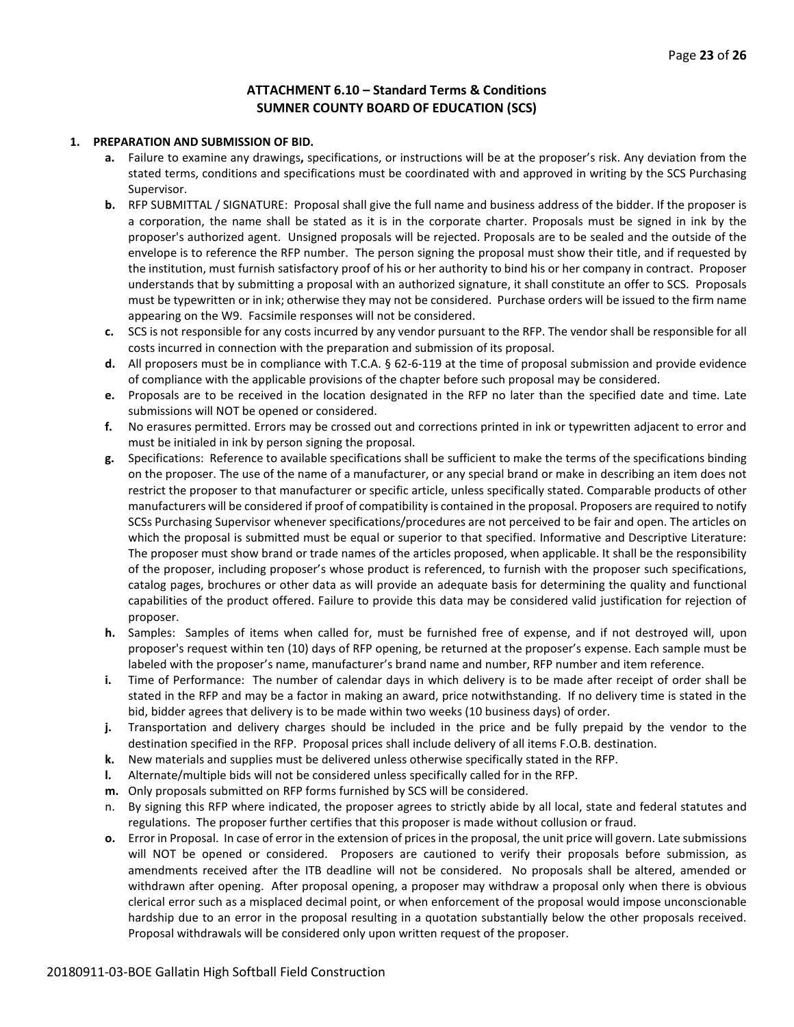## ATTACHMENT 6.10 – Standard Terms & Conditions
## SUMNER COUNTY BOARD OF EDUCATION (SCS)

**1. PREPARATION AND SUBMISSION OF BID.**

- **a.** Failure to examine any drawings**,** specifications, or instructions will be at the proposer's risk. Any deviation from the stated terms, conditions and specifications must be coordinated with and approved in writing by the SCS Purchasing Supervisor.
- **b.** RFP SUBMITTAL / SIGNATURE: Proposal shall give the full name and business address of the bidder. If the proposer is a corporation, the name shall be stated as it is in the corporate charter. Proposals must be signed in ink by the proposer's authorized agent. Unsigned proposals will be rejected. Proposals are to be sealed and the outside of the envelope is to reference the RFP number. The person signing the proposal must show their title, and if requested by the institution, must furnish satisfactory proof of his or her authority to bind his or her company in contract. Proposer understands that by submitting a proposal with an authorized signature, it shall constitute an offer to SCS. Proposals must be typewritten or in ink; otherwise they may not be considered. Purchase orders will be issued to the firm name appearing on the W9. Facsimile responses will not be considered.
- **c.** SCS is not responsible for any costs incurred by any vendor pursuant to the RFP. The vendor shall be responsible for all costs incurred in connection with the preparation and submission of its proposal.
- **d.** All proposers must be in compliance with T.C.A. § 62-6-119 at the time of proposal submission and provide evidence of compliance with the applicable provisions of the chapter before such proposal may be considered.
- **e.** Proposals are to be received in the location designated in the RFP no later than the specified date and time. Late submissions will NOT be opened or considered.
- **f.** No erasures permitted. Errors may be crossed out and corrections printed in ink or typewritten adjacent to error and must be initialed in ink by person signing the proposal.
- **g.** Specifications: Reference to available specifications shall be sufficient to make the terms of the specifications binding on the proposer. The use of the name of a manufacturer, or any special brand or make in describing an item does not restrict the proposer to that manufacturer or specific article, unless specifically stated. Comparable products of other manufacturers will be considered if proof of compatibility is contained in the proposal. Proposers are required to notify SCSs Purchasing Supervisor whenever specifications/procedures are not perceived to be fair and open. The articles on which the proposal is submitted must be equal or superior to that specified. Informative and Descriptive Literature: The proposer must show brand or trade names of the articles proposed, when applicable. It shall be the responsibility of the proposer, including proposer's whose product is referenced, to furnish with the proposer such specifications, catalog pages, brochures or other data as will provide an adequate basis for determining the quality and functional capabilities of the product offered. Failure to provide this data may be considered valid justification for rejection of proposer.
- **h.** Samples: Samples of items when called for, must be furnished free of expense, and if not destroyed will, upon proposer's request within ten (10) days of RFP opening, be returned at the proposer's expense. Each sample must be labeled with the proposer's name, manufacturer's brand name and number, RFP number and item reference.
- **i.** Time of Performance: The number of calendar days in which delivery is to be made after receipt of order shall be stated in the RFP and may be a factor in making an award, price notwithstanding. If no delivery time is stated in the bid, bidder agrees that delivery is to be made within two weeks (10 business days) of order.
- **j.** Transportation and delivery charges should be included in the price and be fully prepaid by the vendor to the destination specified in the RFP. Proposal prices shall include delivery of all items F.O.B. destination.
- **k.** New materials and supplies must be delivered unless otherwise specifically stated in the RFP.
- **l.** Alternate/multiple bids will not be considered unless specifically called for in the RFP.
- **m.** Only proposals submitted on RFP forms furnished by SCS will be considered.
- n. By signing this RFP where indicated, the proposer agrees to strictly abide by all local, state and federal statutes and regulations. The proposer further certifies that this proposer is made without collusion or fraud.
- **o.** Error in Proposal. In case of error in the extension of prices in the proposal, the unit price will govern. Late submissions will NOT be opened or considered. Proposers are cautioned to verify their proposals before submission, as amendments received after the ITB deadline will not be considered. No proposals shall be altered, amended or withdrawn after opening. After proposal opening, a proposer may withdraw a proposal only when there is obvious clerical error such as a misplaced decimal point, or when enforcement of the proposal would impose unconscionable hardship due to an error in the proposal resulting in a quotation substantially below the other proposals received. Proposal withdrawals will be considered only upon written request of the proposer.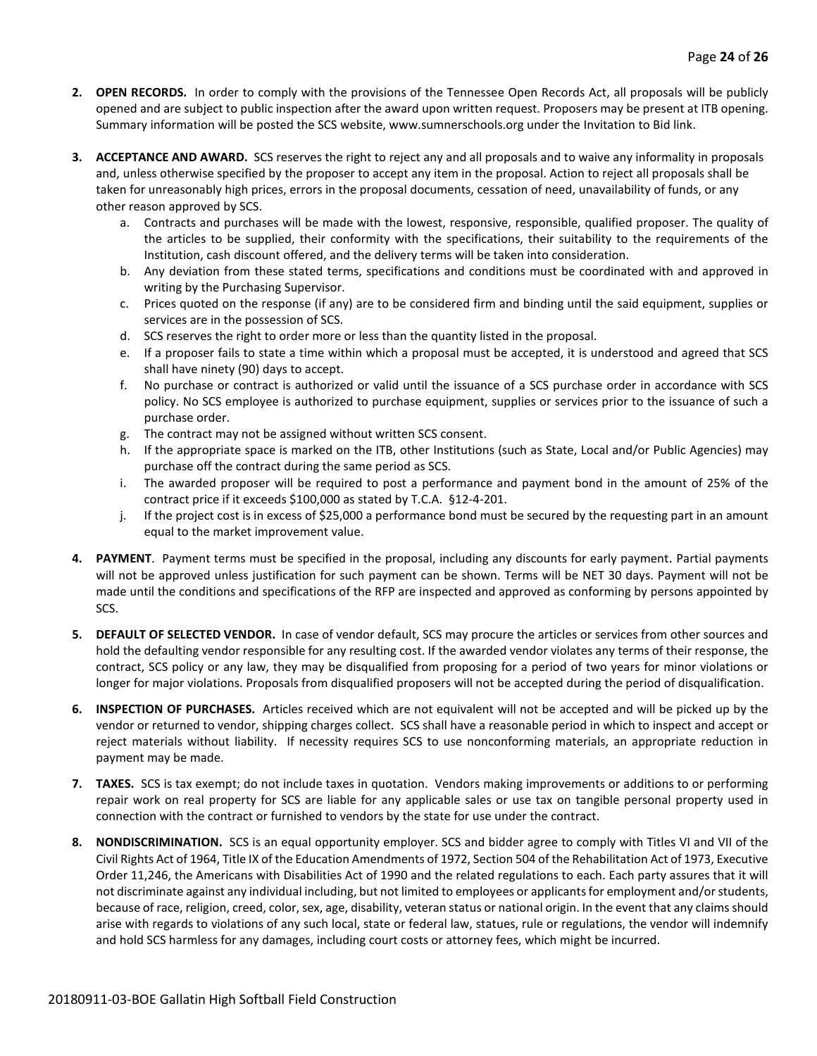2. **OPEN RECORDS.** In order to comply with the provisions of the Tennessee Open Records Act, all proposals will be publicly opened and are subject to public inspection after the award upon written request. Proposers may be present at ITB opening. Summary information will be posted the SCS website, www.sumnerschools.org under the Invitation to Bid link.

3. **ACCEPTANCE AND AWARD.** SCS reserves the right to reject any and all proposals and to waive any informality in proposals and, unless otherwise specified by the proposer to accept any item in the proposal. Action to reject all proposals shall be taken for unreasonably high prices, errors in the proposal documents, cessation of need, unavailability of funds, or any other reason approved by SCS.
   a. Contracts and purchases will be made with the lowest, responsive, responsible, qualified proposer. The quality of the articles to be supplied, their conformity with the specifications, their suitability to the requirements of the Institution, cash discount offered, and the delivery terms will be taken into consideration.
   b. Any deviation from these stated terms, specifications and conditions must be coordinated with and approved in writing by the Purchasing Supervisor.
   c. Prices quoted on the response (if any) are to be considered firm and binding until the said equipment, supplies or services are in the possession of SCS.
   d. SCS reserves the right to order more or less than the quantity listed in the proposal.
   e. If a proposer fails to state a time within which a proposal must be accepted, it is understood and agreed that SCS shall have ninety (90) days to accept.
   f. No purchase or contract is authorized or valid until the issuance of a SCS purchase order in accordance with SCS policy. No SCS employee is authorized to purchase equipment, supplies or services prior to the issuance of such a purchase order.
   g. The contract may not be assigned without written SCS consent.
   h. If the appropriate space is marked on the ITB, other Institutions (such as State, Local and/or Public Agencies) may purchase off the contract during the same period as SCS.
   i. The awarded proposer will be required to post a performance and payment bond in the amount of 25% of the contract price if it exceeds $100,000 as stated by T.C.A. §12-4-201.
   j. If the project cost is in excess of $25,000 a performance bond must be secured by the requesting part in an amount equal to the market improvement value.

4. **PAYMENT**. Payment terms must be specified in the proposal, including any discounts for early payment. Partial payments will not be approved unless justification for such payment can be shown. Terms will be NET 30 days. Payment will not be made until the conditions and specifications of the RFP are inspected and approved as conforming by persons appointed by SCS.

5. **DEFAULT OF SELECTED VENDOR.** In case of vendor default, SCS may procure the articles or services from other sources and hold the defaulting vendor responsible for any resulting cost. If the awarded vendor violates any terms of their response, the contract, SCS policy or any law, they may be disqualified from proposing for a period of two years for minor violations or longer for major violations. Proposals from disqualified proposers will not be accepted during the period of disqualification.

6. **INSPECTION OF PURCHASES.** Articles received which are not equivalent will not be accepted and will be picked up by the vendor or returned to vendor, shipping charges collect. SCS shall have a reasonable period in which to inspect and accept or reject materials without liability. If necessity requires SCS to use nonconforming materials, an appropriate reduction in payment may be made.

7. **TAXES.** SCS is tax exempt; do not include taxes in quotation. Vendors making improvements or additions to or performing repair work on real property for SCS are liable for any applicable sales or use tax on tangible personal property used in connection with the contract or furnished to vendors by the state for use under the contract.

8. **NONDISCRIMINATION.** SCS is an equal opportunity employer. SCS and bidder agree to comply with Titles VI and VII of the Civil Rights Act of 1964, Title IX of the Education Amendments of 1972, Section 504 of the Rehabilitation Act of 1973, Executive Order 11,246, the Americans with Disabilities Act of 1990 and the related regulations to each. Each party assures that it will not discriminate against any individual including, but not limited to employees or applicants for employment and/or students, because of race, religion, creed, color, sex, age, disability, veteran status or national origin. In the event that any claims should arise with regards to violations of any such local, state or federal law, statues, rule or regulations, the vendor will indemnify and hold SCS harmless for any damages, including court costs or attorney fees, which might be incurred.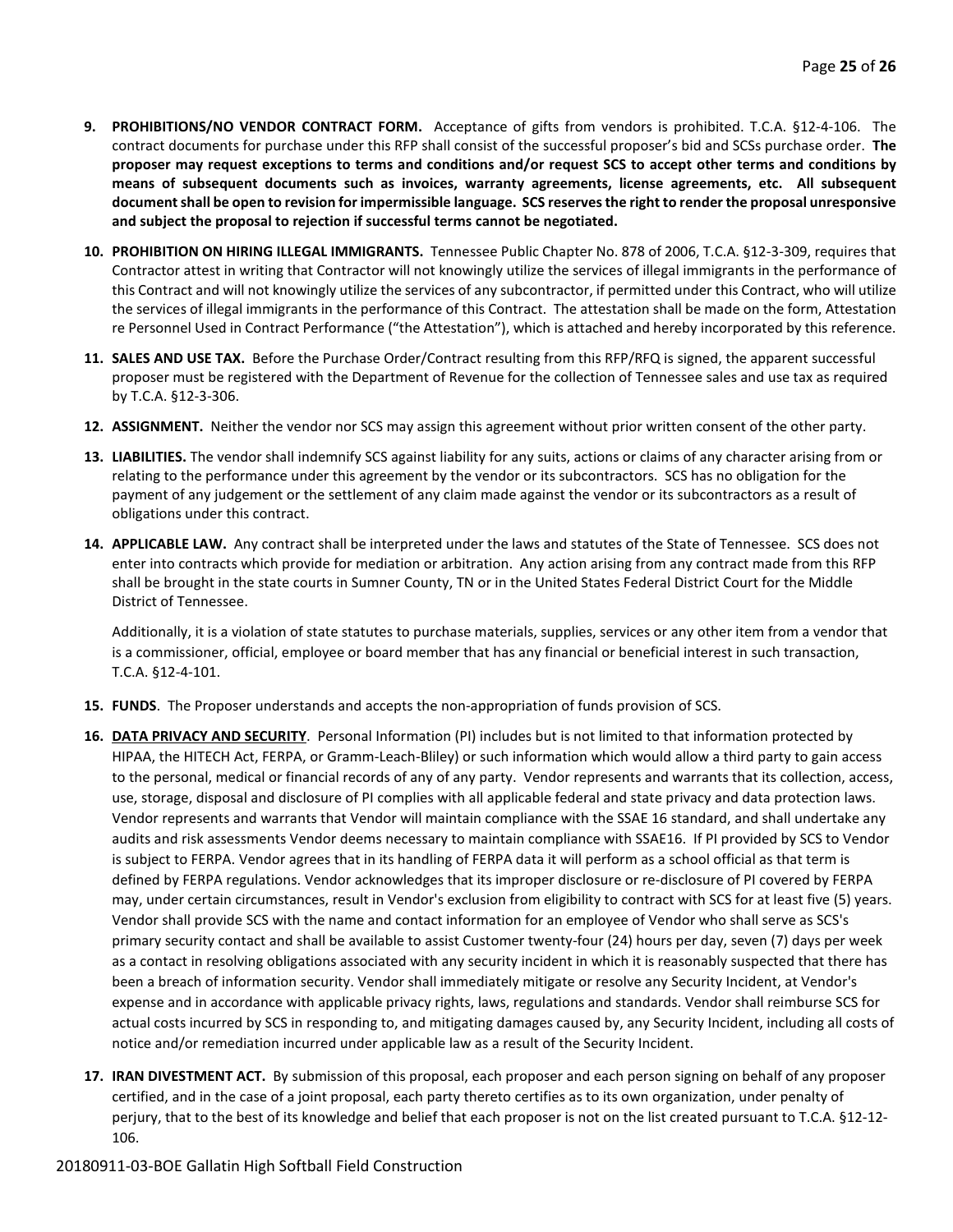9. **PROHIBITIONS/NO VENDOR CONTRACT FORM.** Acceptance of gifts from vendors is prohibited. T.C.A. §12-4-106. The contract documents for purchase under this RFP shall consist of the successful proposer's bid and SCSs purchase order. **The proposer may request exceptions to terms and conditions and/or request SCS to accept other terms and conditions by means of subsequent documents such as invoices, warranty agreements, license agreements, etc. All subsequent document shall be open to revision for impermissible language. SCS reserves the right to render the proposal unresponsive and subject the proposal to rejection if successful terms cannot be negotiated.**

10. **PROHIBITION ON HIRING ILLEGAL IMMIGRANTS.** Tennessee Public Chapter No. 878 of 2006, T.C.A. §12-3-309, requires that Contractor attest in writing that Contractor will not knowingly utilize the services of illegal immigrants in the performance of this Contract and will not knowingly utilize the services of any subcontractor, if permitted under this Contract, who will utilize the services of illegal immigrants in the performance of this Contract. The attestation shall be made on the form, Attestation re Personnel Used in Contract Performance ("the Attestation"), which is attached and hereby incorporated by this reference.

11. **SALES AND USE TAX.** Before the Purchase Order/Contract resulting from this RFP/RFQ is signed, the apparent successful proposer must be registered with the Department of Revenue for the collection of Tennessee sales and use tax as required by T.C.A. §12-3-306.

12. **ASSIGNMENT.** Neither the vendor nor SCS may assign this agreement without prior written consent of the other party.

13. **LIABILITIES.** The vendor shall indemnify SCS against liability for any suits, actions or claims of any character arising from or relating to the performance under this agreement by the vendor or its subcontractors. SCS has no obligation for the payment of any judgement or the settlement of any claim made against the vendor or its subcontractors as a result of obligations under this contract.

14. **APPLICABLE LAW.** Any contract shall be interpreted under the laws and statutes of the State of Tennessee. SCS does not enter into contracts which provide for mediation or arbitration. Any action arising from any contract made from this RFP shall be brought in the state courts in Sumner County, TN or in the United States Federal District Court for the Middle District of Tennessee.

    Additionally, it is a violation of state statutes to purchase materials, supplies, services or any other item from a vendor that is a commissioner, official, employee or board member that has any financial or beneficial interest in such transaction, T.C.A. §12-4-101.

15. **FUNDS**. The Proposer understands and accepts the non-appropriation of funds provision of SCS.

16. **<u>DATA PRIVACY AND SECURITY</u>**. Personal Information (PI) includes but is not limited to that information protected by HIPAA, the HITECH Act, FERPA, or Gramm-Leach-Bliley) or such information which would allow a third party to gain access to the personal, medical or financial records of any of any party. Vendor represents and warrants that its collection, access, use, storage, disposal and disclosure of PI complies with all applicable federal and state privacy and data protection laws. Vendor represents and warrants that Vendor will maintain compliance with the SSAE 16 standard, and shall undertake any audits and risk assessments Vendor deems necessary to maintain compliance with SSAE16. If PI provided by SCS to Vendor is subject to FERPA. Vendor agrees that in its handling of FERPA data it will perform as a school official as that term is defined by FERPA regulations. Vendor acknowledges that its improper disclosure or re-disclosure of PI covered by FERPA may, under certain circumstances, result in Vendor's exclusion from eligibility to contract with SCS for at least five (5) years. Vendor shall provide SCS with the name and contact information for an employee of Vendor who shall serve as SCS's primary security contact and shall be available to assist Customer twenty-four (24) hours per day, seven (7) days per week as a contact in resolving obligations associated with any security incident in which it is reasonably suspected that there has been a breach of information security. Vendor shall immediately mitigate or resolve any Security Incident, at Vendor's expense and in accordance with applicable privacy rights, laws, regulations and standards. Vendor shall reimburse SCS for actual costs incurred by SCS in responding to, and mitigating damages caused by, any Security Incident, including all costs of notice and/or remediation incurred under applicable law as a result of the Security Incident.

17. **IRAN DIVESTMENT ACT.** By submission of this proposal, each proposer and each person signing on behalf of any proposer certified, and in the case of a joint proposal, each party thereto certifies as to its own organization, under penalty of perjury, that to the best of its knowledge and belief that each proposer is not on the list created pursuant to T.C.A. §12-12-106.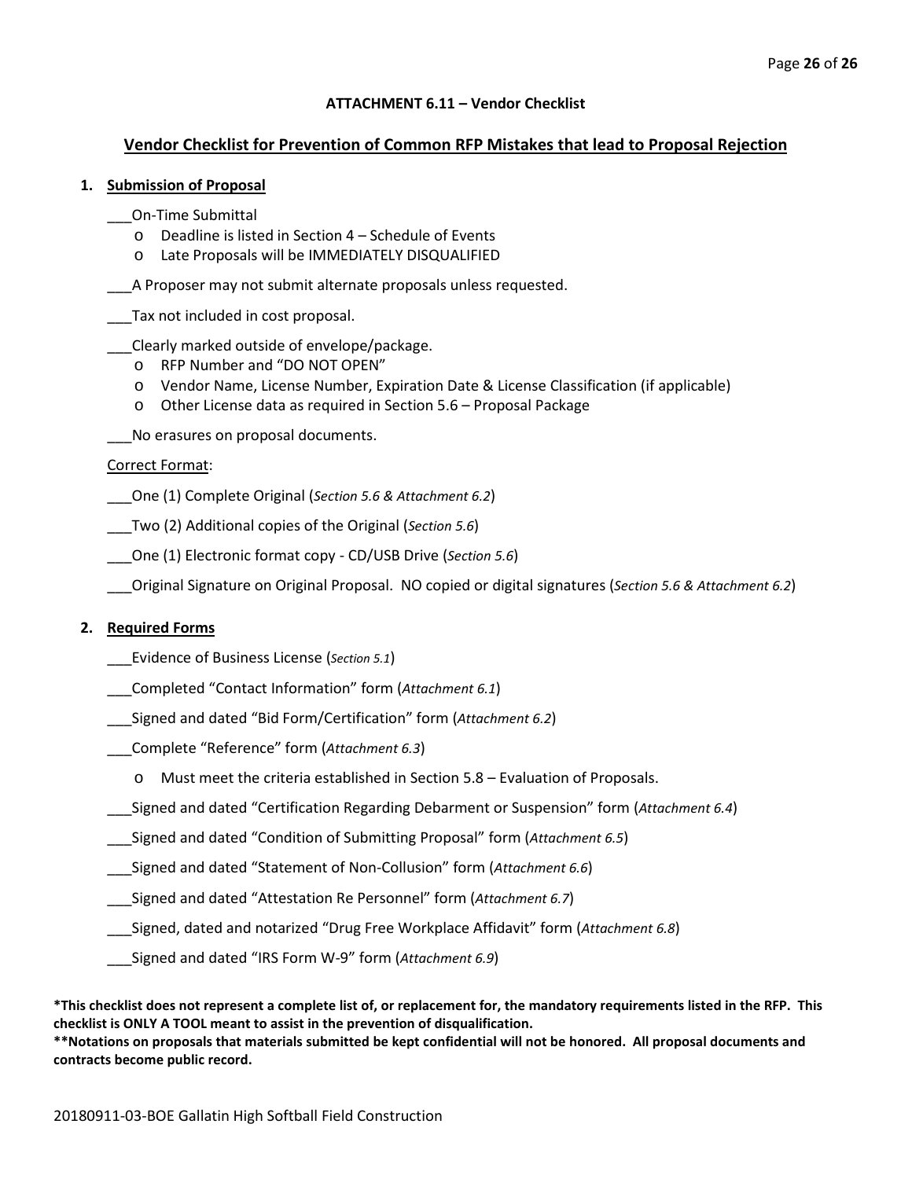**ATTACHMENT 6.11 – Vendor Checklist**

## Vendor Checklist for Prevention of Common RFP Mistakes that lead to Proposal Rejection

1. **Submission of Proposal**

___On-Time Submittal
- Deadline is listed in Section 4 – Schedule of Events
- Late Proposals will be IMMEDIATELY DISQUALIFIED

___A Proposer may not submit alternate proposals unless requested.

___Tax not included in cost proposal.

___Clearly marked outside of envelope/package.
- RFP Number and "DO NOT OPEN"
- Vendor Name, License Number, Expiration Date & License Classification (if applicable)
- Other License data as required in Section 5.6 – Proposal Package

___No erasures on proposal documents.

Correct Format:

___One (1) Complete Original (*Section 5.6 & Attachment 6.2*)

___Two (2) Additional copies of the Original (*Section 5.6*)

___One (1) Electronic format copy - CD/USB Drive (*Section 5.6*)

___Original Signature on Original Proposal. NO copied or digital signatures (*Section 5.6 & Attachment 6.2*)

2. **Required Forms**

___Evidence of Business License (*Section 5.1*)

___Completed "Contact Information" form (*Attachment 6.1*)

___Signed and dated "Bid Form/Certification" form (*Attachment 6.2*)

___Complete "Reference" form (*Attachment 6.3*)
- Must meet the criteria established in Section 5.8 – Evaluation of Proposals.

___Signed and dated "Certification Regarding Debarment or Suspension" form (*Attachment 6.4*)

___Signed and dated "Condition of Submitting Proposal" form (*Attachment 6.5*)

___Signed and dated "Statement of Non-Collusion" form (*Attachment 6.6*)

___Signed and dated "Attestation Re Personnel" form (*Attachment 6.7*)

___Signed, dated and notarized "Drug Free Workplace Affidavit" form (*Attachment 6.8*)

___Signed and dated "IRS Form W-9" form (*Attachment 6.9*)

**\*This checklist does not represent a complete list of, or replacement for, the mandatory requirements listed in the RFP. This checklist is ONLY A TOOL meant to assist in the prevention of disqualification.**
**\*\*Notations on proposals that materials submitted be kept confidential will not be honored. All proposal documents and contracts become public record.**

20180911-03-BOE Gallatin High Softball Field Construction